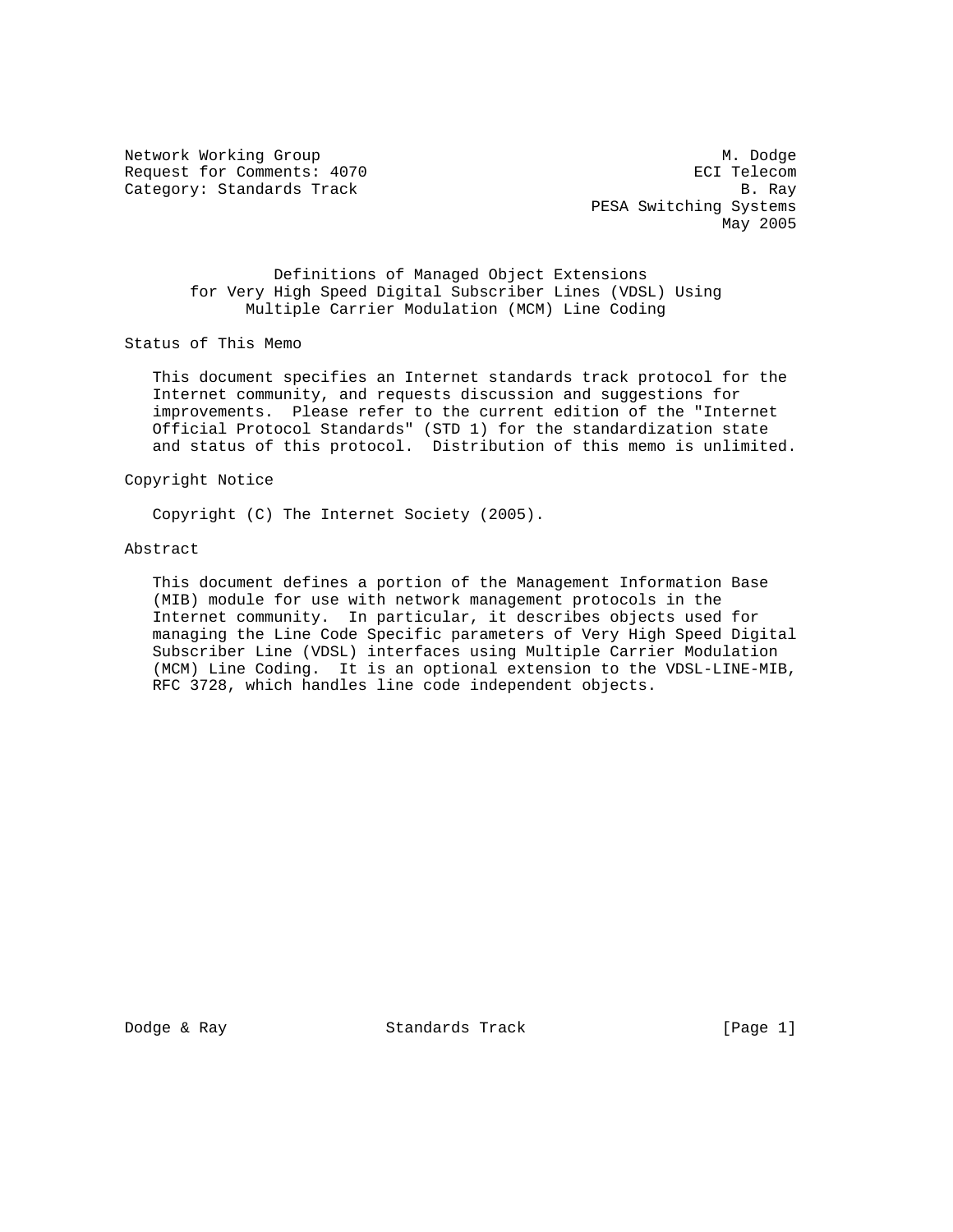Network Working Group                                           M. Dodge
Request for Comments: 4070                                   ECI Telecom
Category: Standards Track                                         B. Ray
                                                  PESA Switching Systems
                                                                May 2005

# Definitions of Managed Object Extensions for Very High Speed Digital Subscriber Lines (VDSL) Using Multiple Carrier Modulation (MCM) Line Coding

## Status of This Memo

This document specifies an Internet standards track protocol for the Internet community, and requests discussion and suggestions for improvements. Please refer to the current edition of the "Internet Official Protocol Standards" (STD 1) for the standardization state and status of this protocol. Distribution of this memo is unlimited.

## Copyright Notice

Copyright (C) The Internet Society (2005).

## Abstract

This document defines a portion of the Management Information Base (MIB) module for use with network management protocols in the Internet community. In particular, it describes objects used for managing the Line Code Specific parameters of Very High Speed Digital Subscriber Line (VDSL) interfaces using Multiple Carrier Modulation (MCM) Line Coding. It is an optional extension to the VDSL-LINE-MIB, RFC 3728, which handles line code independent objects.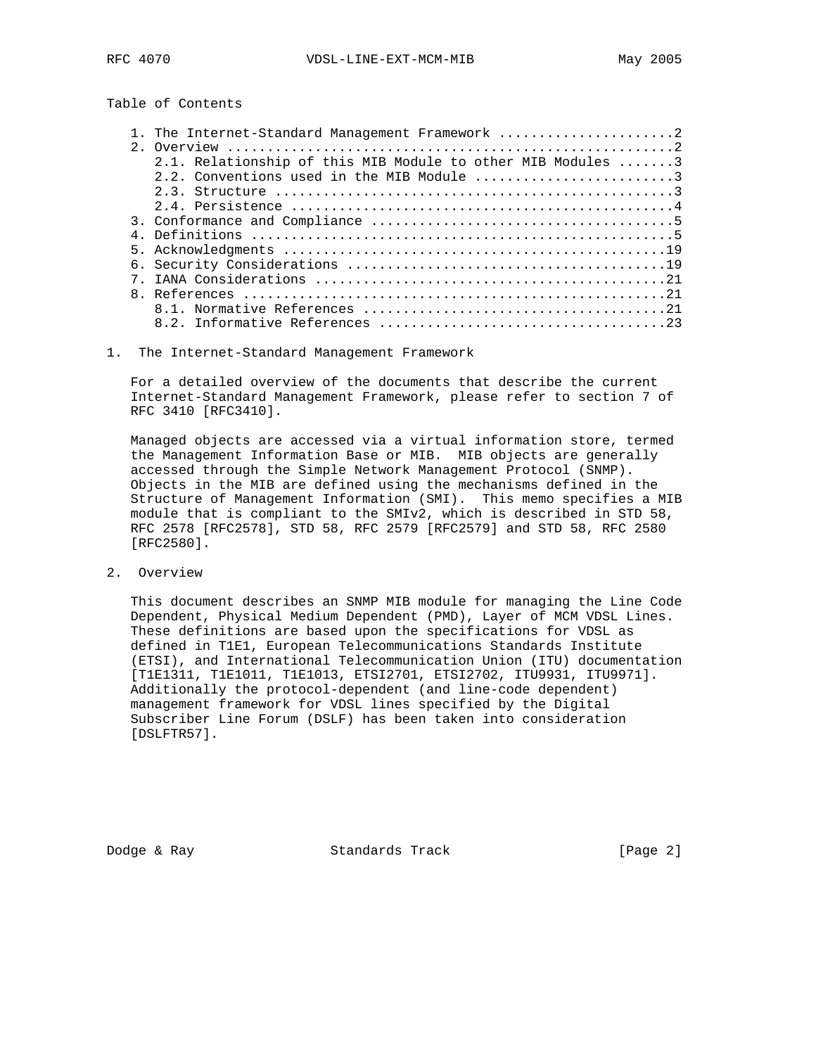Table of Contents

```
   1. The Internet-Standard Management Framework ......................2
   2. Overview ........................................................2
      2.1. Relationship of this MIB Module to other MIB Modules .......3
      2.2. Conventions used in the MIB Module .........................3
      2.3. Structure ..................................................3
      2.4. Persistence ................................................4
   3. Conformance and Compliance ......................................5
   4. Definitions .....................................................5
   5. Acknowledgments ................................................19
   6. Security Considerations ........................................19
   7. IANA Considerations ............................................21
   8. References .....................................................21
      8.1. Normative References ......................................21
      8.2. Informative References ....................................23
```

## 1. The Internet-Standard Management Framework

For a detailed overview of the documents that describe the current Internet-Standard Management Framework, please refer to section 7 of RFC 3410 [RFC3410].

Managed objects are accessed via a virtual information store, termed the Management Information Base or MIB. MIB objects are generally accessed through the Simple Network Management Protocol (SNMP). Objects in the MIB are defined using the mechanisms defined in the Structure of Management Information (SMI). This memo specifies a MIB module that is compliant to the SMIv2, which is described in STD 58, RFC 2578 [RFC2578], STD 58, RFC 2579 [RFC2579] and STD 58, RFC 2580 [RFC2580].

## 2. Overview

This document describes an SNMP MIB module for managing the Line Code Dependent, Physical Medium Dependent (PMD), Layer of MCM VDSL Lines. These definitions are based upon the specifications for VDSL as defined in T1E1, European Telecommunications Standards Institute (ETSI), and International Telecommunication Union (ITU) documentation [T1E1311, T1E1011, T1E1013, ETSI2701, ETSI2702, ITU9931, ITU9971]. Additionally the protocol-dependent (and line-code dependent) management framework for VDSL lines specified by the Digital Subscriber Line Forum (DSLF) has been taken into consideration [DSLFTR57].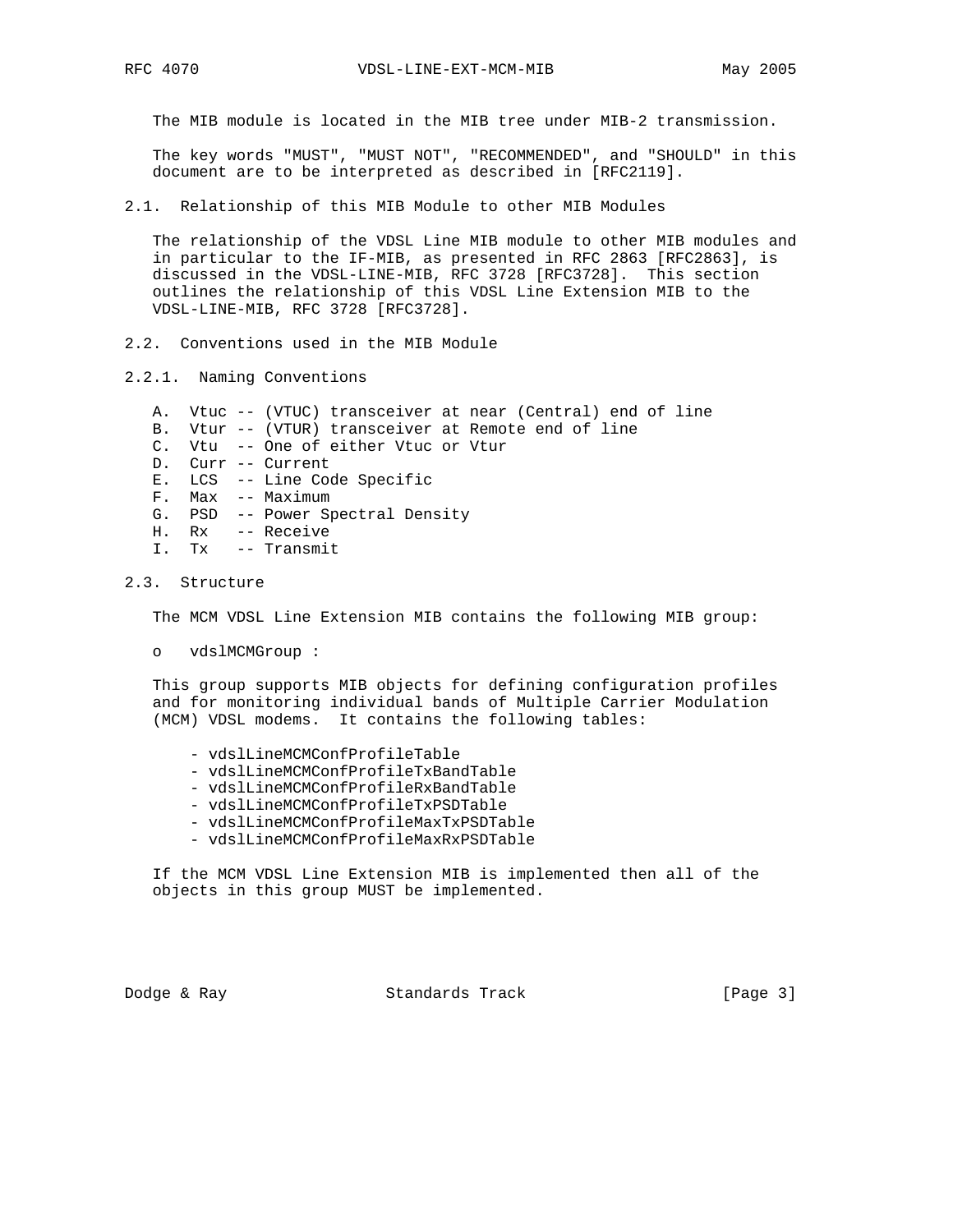The MIB module is located in the MIB tree under MIB-2 transmission.

The key words "MUST", "MUST NOT", "RECOMMENDED", and "SHOULD" in this document are to be interpreted as described in [RFC2119].

## 2.1. Relationship of this MIB Module to other MIB Modules

The relationship of the VDSL Line MIB module to other MIB modules and in particular to the IF-MIB, as presented in RFC 2863 [RFC2863], is discussed in the VDSL-LINE-MIB, RFC 3728 [RFC3728]. This section outlines the relationship of this VDSL Line Extension MIB to the VDSL-LINE-MIB, RFC 3728 [RFC3728].

## 2.2. Conventions used in the MIB Module

### 2.2.1. Naming Conventions

A. Vtuc -- (VTUC) transceiver at near (Central) end of line
B. Vtur -- (VTUR) transceiver at Remote end of line
C. Vtu -- One of either Vtuc or Vtur
D. Curr -- Current
E. LCS -- Line Code Specific
F. Max -- Maximum
G. PSD -- Power Spectral Density
H. Rx -- Receive
I. Tx -- Transmit

## 2.3. Structure

The MCM VDSL Line Extension MIB contains the following MIB group:

- vdslMCMGroup :

This group supports MIB objects for defining configuration profiles and for monitoring individual bands of Multiple Carrier Modulation (MCM) VDSL modems. It contains the following tables:

- vdslLineMCMConfProfileTable
- vdslLineMCMConfProfileTxBandTable
- vdslLineMCMConfProfileRxBandTable
- vdslLineMCMConfProfileTxPSDTable
- vdslLineMCMConfProfileMaxTxPSDTable
- vdslLineMCMConfProfileMaxRxPSDTable

If the MCM VDSL Line Extension MIB is implemented then all of the objects in this group MUST be implemented.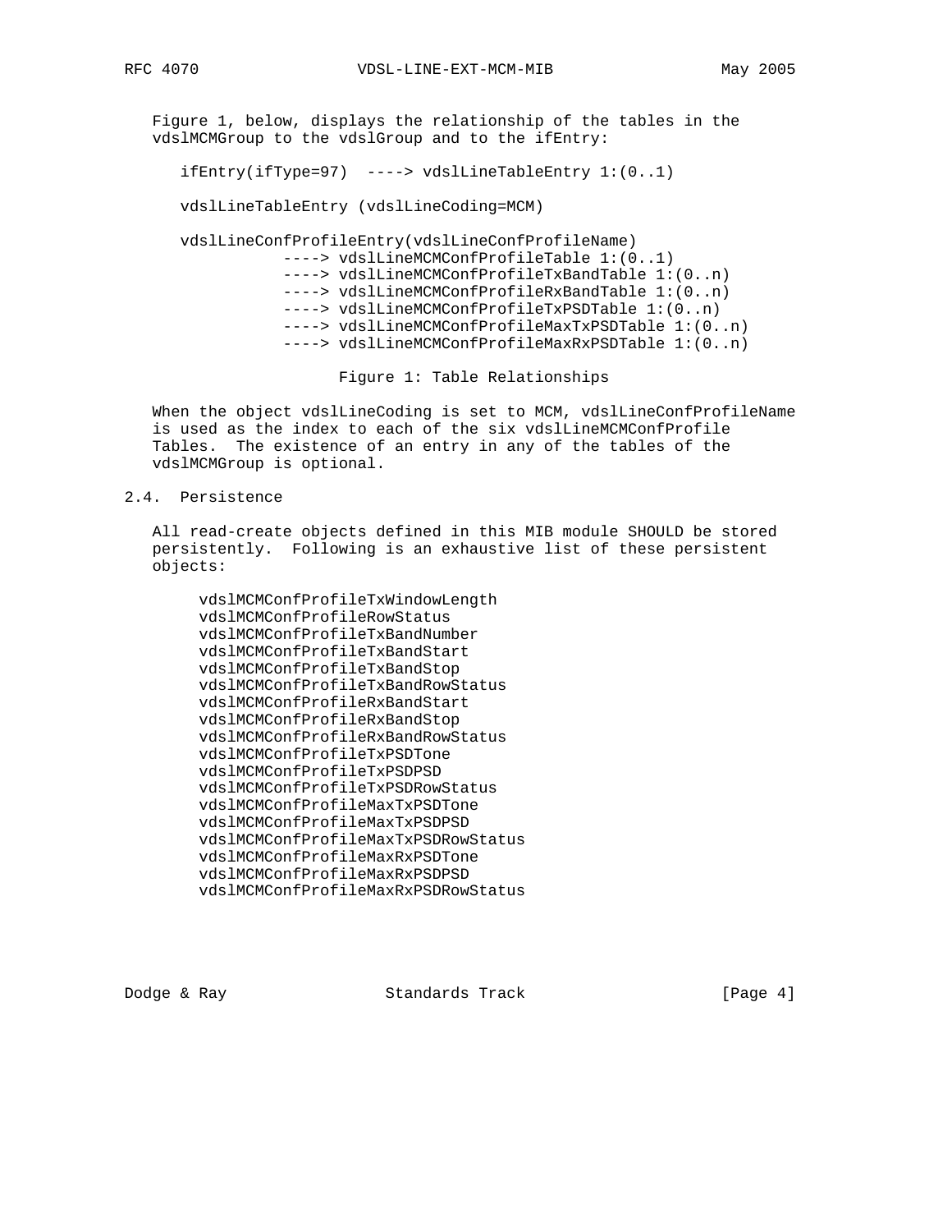Figure 1, below, displays the relationship of the tables in the vdslMCMGroup to the vdslGroup and to the ifEntry:

```
ifEntry(ifType=97)  ----> vdslLineTableEntry 1:(0..1)

vdslLineTableEntry (vdslLineCoding=MCM)

vdslLineConfProfileEntry(vdslLineConfProfileName)
           ----> vdslLineMCMConfProfileTable 1:(0..1)
           ----> vdslLineMCMConfProfileTxBandTable 1:(0..n)
           ----> vdslLineMCMConfProfileRxBandTable 1:(0..n)
           ----> vdslLineMCMConfProfileTxPSDTable 1:(0..n)
           ----> vdslLineMCMConfProfileMaxTxPSDTable 1:(0..n)
           ----> vdslLineMCMConfProfileMaxRxPSDTable 1:(0..n)
```

Figure 1: Table Relationships

When the object vdslLineCoding is set to MCM, vdslLineConfProfileName is used as the index to each of the six vdslLineMCMConfProfile Tables. The existence of an entry in any of the tables of the vdslMCMGroup is optional.

## 2.4. Persistence

All read-create objects defined in this MIB module SHOULD be stored persistently. Following is an exhaustive list of these persistent objects:

```
vdslMCMConfProfileTxWindowLength
vdslMCMConfProfileRowStatus
vdslMCMConfProfileTxBandNumber
vdslMCMConfProfileTxBandStart
vdslMCMConfProfileTxBandStop
vdslMCMConfProfileTxBandRowStatus
vdslMCMConfProfileRxBandStart
vdslMCMConfProfileRxBandStop
vdslMCMConfProfileRxBandRowStatus
vdslMCMConfProfileTxPSDTone
vdslMCMConfProfileTxPSDPSD
vdslMCMConfProfileTxPSDRowStatus
vdslMCMConfProfileMaxTxPSDTone
vdslMCMConfProfileMaxTxPSDPSD
vdslMCMConfProfileMaxTxPSDRowStatus
vdslMCMConfProfileMaxRxPSDTone
vdslMCMConfProfileMaxRxPSDPSD
vdslMCMConfProfileMaxRxPSDRowStatus
```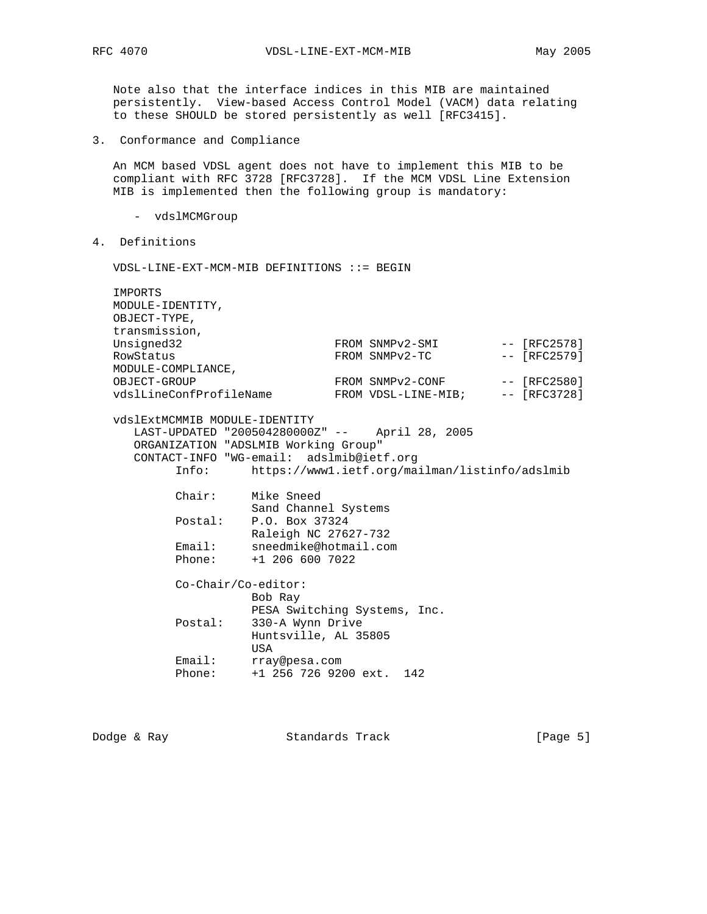Note also that the interface indices in this MIB are maintained persistently. View-based Access Control Model (VACM) data relating to these SHOULD be stored persistently as well [RFC3415].

## 3. Conformance and Compliance

An MCM based VDSL agent does not have to implement this MIB to be compliant with RFC 3728 [RFC3728]. If the MCM VDSL Line Extension MIB is implemented then the following group is mandatory:

- vdslMCMGroup

## 4. Definitions

```
VDSL-LINE-EXT-MCM-MIB DEFINITIONS ::= BEGIN

IMPORTS
MODULE-IDENTITY,
OBJECT-TYPE,
transmission,
Unsigned32                    FROM SNMPv2-SMI         -- [RFC2578]
RowStatus                     FROM SNMPv2-TC          -- [RFC2579]
MODULE-COMPLIANCE,
OBJECT-GROUP                  FROM SNMPv2-CONF        -- [RFC2580]
vdslLineConfProfileName       FROM VDSL-LINE-MIB;     -- [RFC3728]

vdslExtMCMMIB MODULE-IDENTITY
   LAST-UPDATED "200504280000Z" --    April 28, 2005
   ORGANIZATION "ADSLMIB Working Group"
   CONTACT-INFO "WG-email:  adslmib@ietf.org
         Info:      https://www1.ietf.org/mailman/listinfo/adslmib

         Chair:     Mike Sneed
                    Sand Channel Systems
         Postal:    P.O. Box 37324
                    Raleigh NC 27627-732
         Email:     sneedmike@hotmail.com
         Phone:     +1 206 600 7022

         Co-Chair/Co-editor:
                    Bob Ray
                    PESA Switching Systems, Inc.
         Postal:    330-A Wynn Drive
                    Huntsville, AL 35805
                    USA
         Email:     rray@pesa.com
         Phone:     +1 256 726 9200 ext.  142
```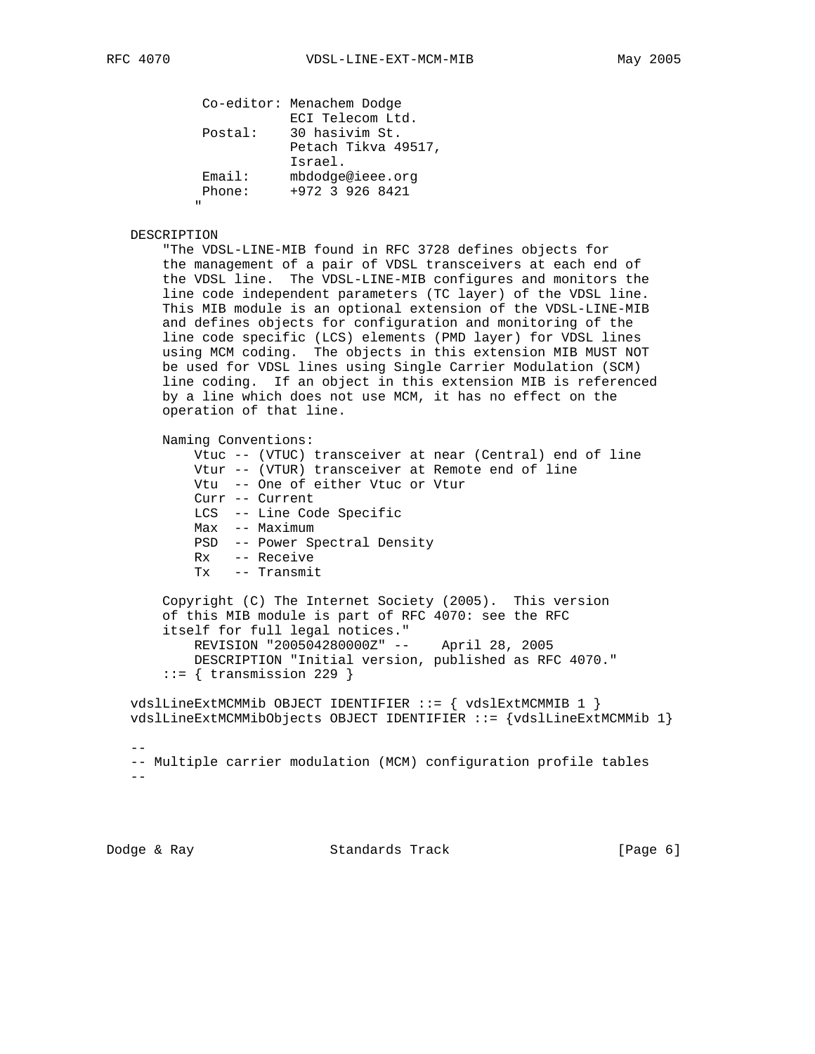```
           Co-editor: Menachem Dodge
                      ECI Telecom Ltd.
           Postal:    30 hasivim St.
                      Petach Tikva 49517,
                      Israel.
           Email:     mbdodge@ieee.org
           Phone:     +972 3 926 8421
          "

   DESCRIPTION
       "The VDSL-LINE-MIB found in RFC 3728 defines objects for
       the management of a pair of VDSL transceivers at each end of
       the VDSL line.  The VDSL-LINE-MIB configures and monitors the
       line code independent parameters (TC layer) of the VDSL line.
       This MIB module is an optional extension of the VDSL-LINE-MIB
       and defines objects for configuration and monitoring of the
       line code specific (LCS) elements (PMD layer) for VDSL lines
       using MCM coding.  The objects in this extension MIB MUST NOT
       be used for VDSL lines using Single Carrier Modulation (SCM)
       line coding.  If an object in this extension MIB is referenced
       by a line which does not use MCM, it has no effect on the
       operation of that line.

       Naming Conventions:
           Vtuc -- (VTUC) transceiver at near (Central) end of line
           Vtur -- (VTUR) transceiver at Remote end of line
           Vtu  -- One of either Vtuc or Vtur
           Curr -- Current
           LCS  -- Line Code Specific
           Max  -- Maximum
           PSD  -- Power Spectral Density
           Rx   -- Receive
           Tx   -- Transmit

       Copyright (C) The Internet Society (2005).  This version
       of this MIB module is part of RFC 4070: see the RFC
       itself for full legal notices."
           REVISION "200504280000Z" --    April 28, 2005
           DESCRIPTION "Initial version, published as RFC 4070."
       ::= { transmission 229 }

   vdslLineExtMCMMib OBJECT IDENTIFIER ::= { vdslExtMCMMIB 1 }
   vdslLineExtMCMMibObjects OBJECT IDENTIFIER ::= {vdslLineExtMCMMib 1}

   --
   -- Multiple carrier modulation (MCM) configuration profile tables
   --
```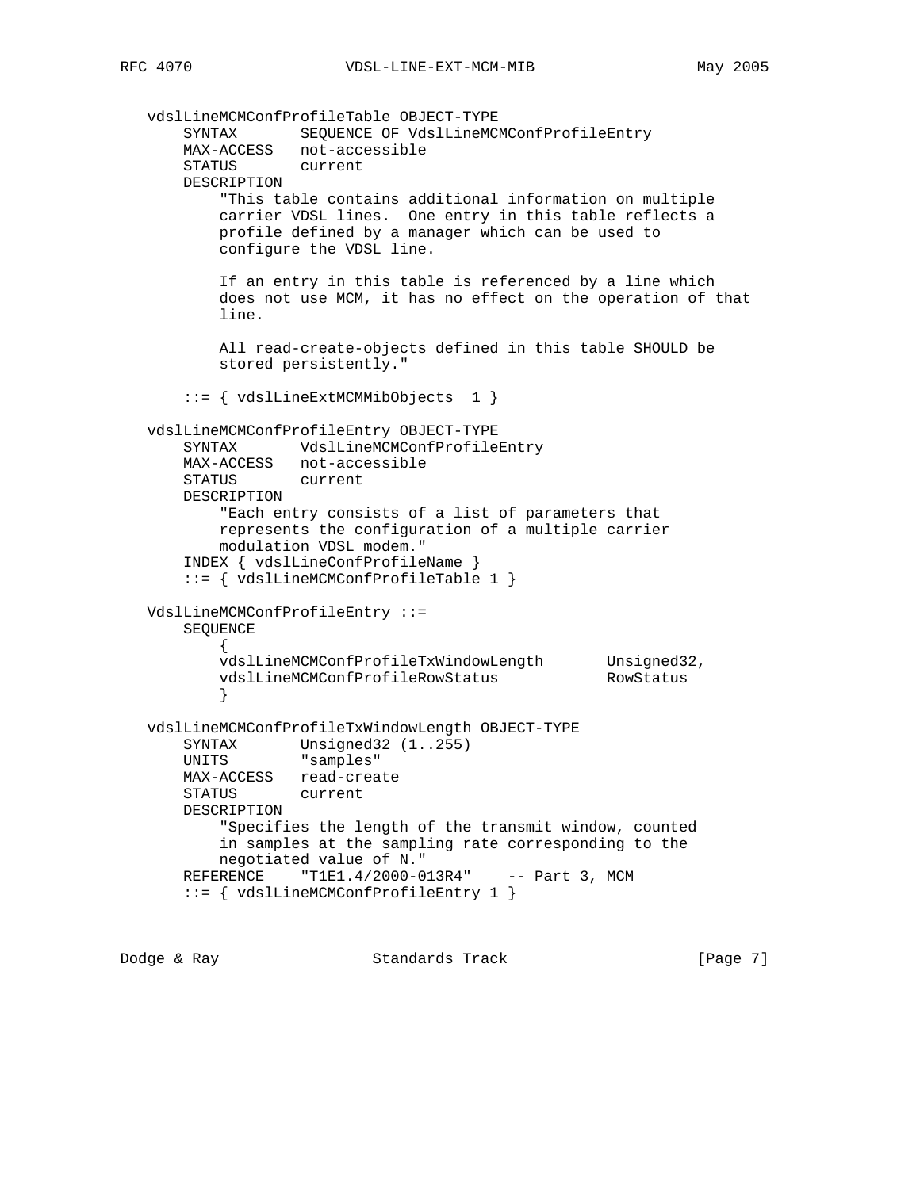```
   vdslLineMCMConfProfileTable OBJECT-TYPE
       SYNTAX       SEQUENCE OF VdslLineMCMConfProfileEntry
       MAX-ACCESS   not-accessible
       STATUS       current
       DESCRIPTION
           "This table contains additional information on multiple
           carrier VDSL lines.  One entry in this table reflects a
           profile defined by a manager which can be used to
           configure the VDSL line.

           If an entry in this table is referenced by a line which
           does not use MCM, it has no effect on the operation of that
           line.

           All read-create-objects defined in this table SHOULD be
           stored persistently."

       ::= { vdslLineExtMCMMibObjects  1 }

   vdslLineMCMConfProfileEntry OBJECT-TYPE
       SYNTAX       VdslLineMCMConfProfileEntry
       MAX-ACCESS   not-accessible
       STATUS       current
       DESCRIPTION
           "Each entry consists of a list of parameters that
           represents the configuration of a multiple carrier
           modulation VDSL modem."
       INDEX { vdslLineConfProfileName }
       ::= { vdslLineMCMConfProfileTable 1 }

   VdslLineMCMConfProfileEntry ::=
       SEQUENCE
           {
           vdslLineMCMConfProfileTxWindowLength       Unsigned32,
           vdslLineMCMConfProfileRowStatus            RowStatus
           }

   vdslLineMCMConfProfileTxWindowLength OBJECT-TYPE
       SYNTAX       Unsigned32 (1..255)
       UNITS        "samples"
       MAX-ACCESS   read-create
       STATUS       current
       DESCRIPTION
           "Specifies the length of the transmit window, counted
           in samples at the sampling rate corresponding to the
           negotiated value of N."
       REFERENCE    "T1E1.4/2000-013R4"    -- Part 3, MCM
       ::= { vdslLineMCMConfProfileEntry 1 }
```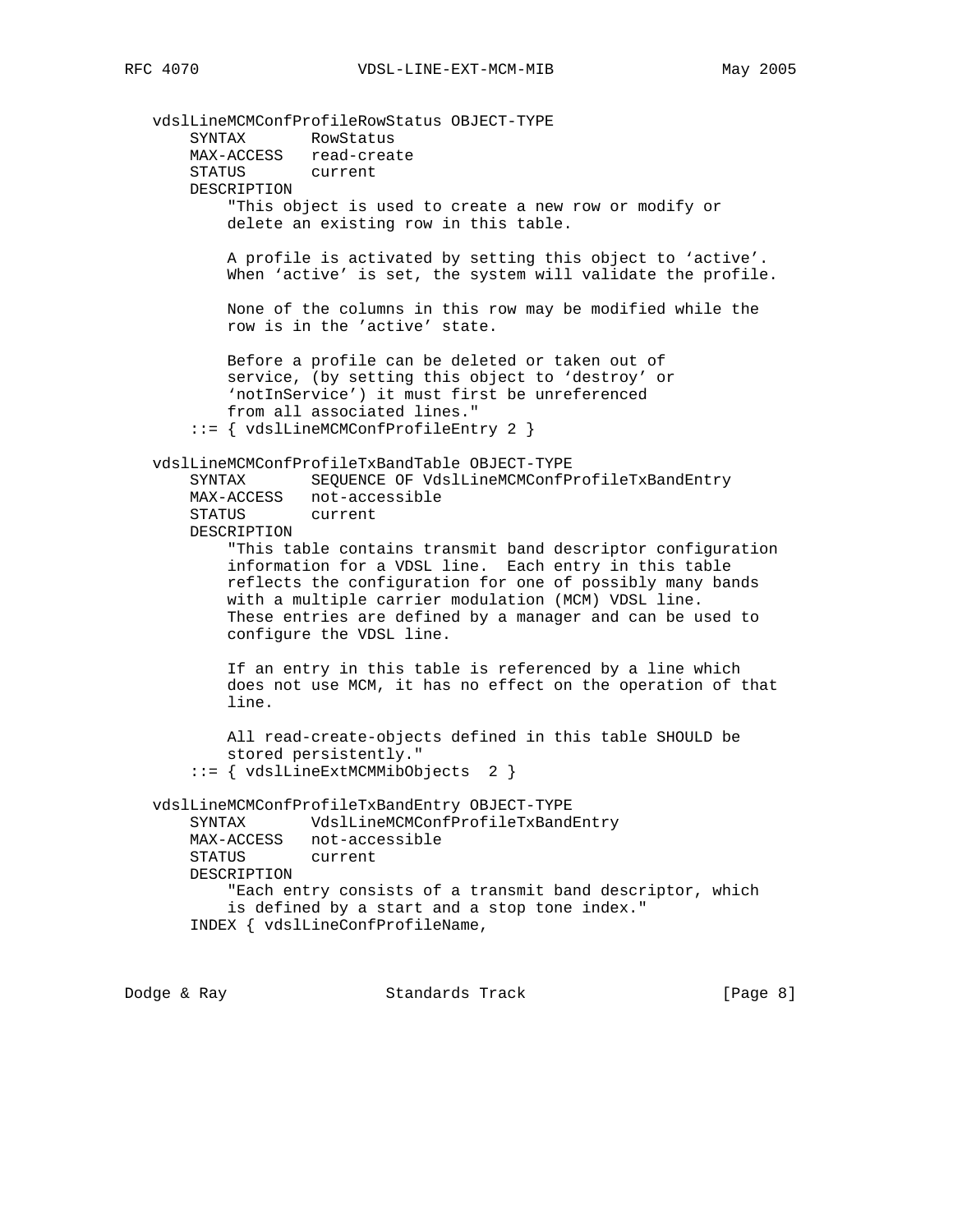```
   vdslLineMCMConfProfileRowStatus OBJECT-TYPE
       SYNTAX       RowStatus
       MAX-ACCESS   read-create
       STATUS       current
       DESCRIPTION
           "This object is used to create a new row or modify or
           delete an existing row in this table.

           A profile is activated by setting this object to `active'.
           When `active' is set, the system will validate the profile.

           None of the columns in this row may be modified while the
           row is in the 'active' state.

           Before a profile can be deleted or taken out of
           service, (by setting this object to `destroy' or
           `notInService') it must first be unreferenced
           from all associated lines."
       ::= { vdslLineMCMConfProfileEntry 2 }

   vdslLineMCMConfProfileTxBandTable OBJECT-TYPE
       SYNTAX       SEQUENCE OF VdslLineMCMConfProfileTxBandEntry
       MAX-ACCESS   not-accessible
       STATUS       current
       DESCRIPTION
           "This table contains transmit band descriptor configuration
           information for a VDSL line.  Each entry in this table
           reflects the configuration for one of possibly many bands
           with a multiple carrier modulation (MCM) VDSL line.
           These entries are defined by a manager and can be used to
           configure the VDSL line.

           If an entry in this table is referenced by a line which
           does not use MCM, it has no effect on the operation of that
           line.

           All read-create-objects defined in this table SHOULD be
           stored persistently."
       ::= { vdslLineExtMCMMibObjects  2 }

   vdslLineMCMConfProfileTxBandEntry OBJECT-TYPE
       SYNTAX       VdslLineMCMConfProfileTxBandEntry
       MAX-ACCESS   not-accessible
       STATUS       current
       DESCRIPTION
           "Each entry consists of a transmit band descriptor, which
           is defined by a start and a stop tone index."
       INDEX { vdslLineConfProfileName,
```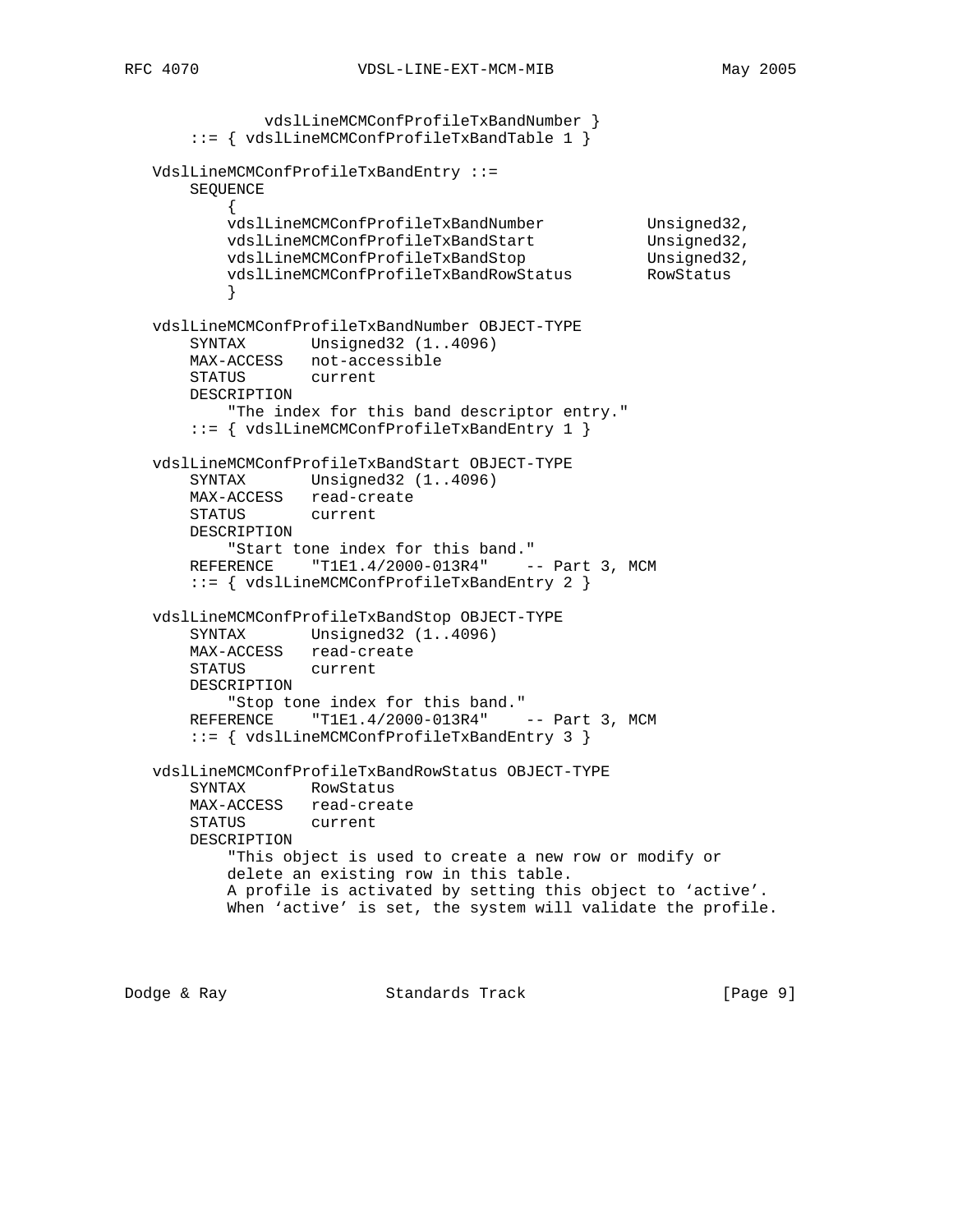```
             vdslLineMCMConfProfileTxBandNumber }
       ::= { vdslLineMCMConfProfileTxBandTable 1 }

   VdslLineMCMConfProfileTxBandEntry ::=
       SEQUENCE
           {
           vdslLineMCMConfProfileTxBandNumber           Unsigned32,
           vdslLineMCMConfProfileTxBandStart            Unsigned32,
           vdslLineMCMConfProfileTxBandStop             Unsigned32,
           vdslLineMCMConfProfileTxBandRowStatus        RowStatus
           }

   vdslLineMCMConfProfileTxBandNumber OBJECT-TYPE
       SYNTAX       Unsigned32 (1..4096)
       MAX-ACCESS   not-accessible
       STATUS       current
       DESCRIPTION
           "The index for this band descriptor entry."
       ::= { vdslLineMCMConfProfileTxBandEntry 1 }

   vdslLineMCMConfProfileTxBandStart OBJECT-TYPE
       SYNTAX       Unsigned32 (1..4096)
       MAX-ACCESS   read-create
       STATUS       current
       DESCRIPTION
           "Start tone index for this band."
       REFERENCE    "T1E1.4/2000-013R4"    -- Part 3, MCM
       ::= { vdslLineMCMConfProfileTxBandEntry 2 }

   vdslLineMCMConfProfileTxBandStop OBJECT-TYPE
       SYNTAX       Unsigned32 (1..4096)
       MAX-ACCESS   read-create
       STATUS       current
       DESCRIPTION
           "Stop tone index for this band."
       REFERENCE    "T1E1.4/2000-013R4"    -- Part 3, MCM
       ::= { vdslLineMCMConfProfileTxBandEntry 3 }

   vdslLineMCMConfProfileTxBandRowStatus OBJECT-TYPE
       SYNTAX       RowStatus
       MAX-ACCESS   read-create
       STATUS       current
       DESCRIPTION
           "This object is used to create a new row or modify or
           delete an existing row in this table.
           A profile is activated by setting this object to 'active'.
           When 'active' is set, the system will validate the profile.
```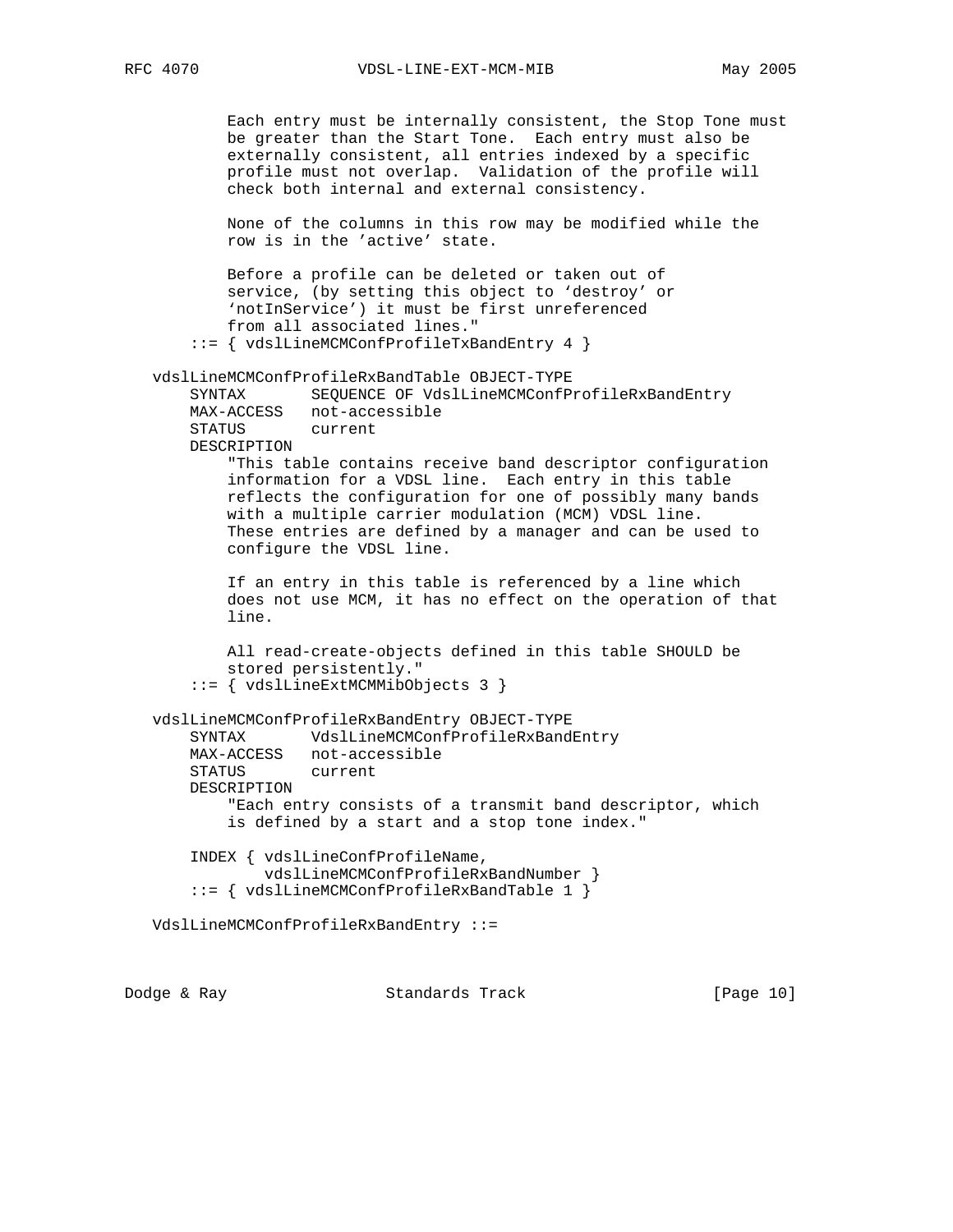```
          Each entry must be internally consistent, the Stop Tone must
          be greater than the Start Tone.  Each entry must also be
          externally consistent, all entries indexed by a specific
          profile must not overlap.  Validation of the profile will
          check both internal and external consistency.

          None of the columns in this row may be modified while the
          row is in the 'active' state.

          Before a profile can be deleted or taken out of
          service, (by setting this object to 'destroy' or
          'notInService') it must be first unreferenced
          from all associated lines."
      ::= { vdslLineMCMConfProfileTxBandEntry 4 }

   vdslLineMCMConfProfileRxBandTable OBJECT-TYPE
       SYNTAX       SEQUENCE OF VdslLineMCMConfProfileRxBandEntry
       MAX-ACCESS   not-accessible
       STATUS       current
       DESCRIPTION
           "This table contains receive band descriptor configuration
           information for a VDSL line.  Each entry in this table
           reflects the configuration for one of possibly many bands
           with a multiple carrier modulation (MCM) VDSL line.
           These entries are defined by a manager and can be used to
           configure the VDSL line.

           If an entry in this table is referenced by a line which
           does not use MCM, it has no effect on the operation of that
           line.

           All read-create-objects defined in this table SHOULD be
           stored persistently."
       ::= { vdslLineExtMCMMibObjects 3 }

   vdslLineMCMConfProfileRxBandEntry OBJECT-TYPE
       SYNTAX       VdslLineMCMConfProfileRxBandEntry
       MAX-ACCESS   not-accessible
       STATUS       current
       DESCRIPTION
           "Each entry consists of a transmit band descriptor, which
           is defined by a start and a stop tone index."

       INDEX { vdslLineConfProfileName,
               vdslLineMCMConfProfileRxBandNumber }
       ::= { vdslLineMCMConfProfileRxBandTable 1 }

   VdslLineMCMConfProfileRxBandEntry ::=
```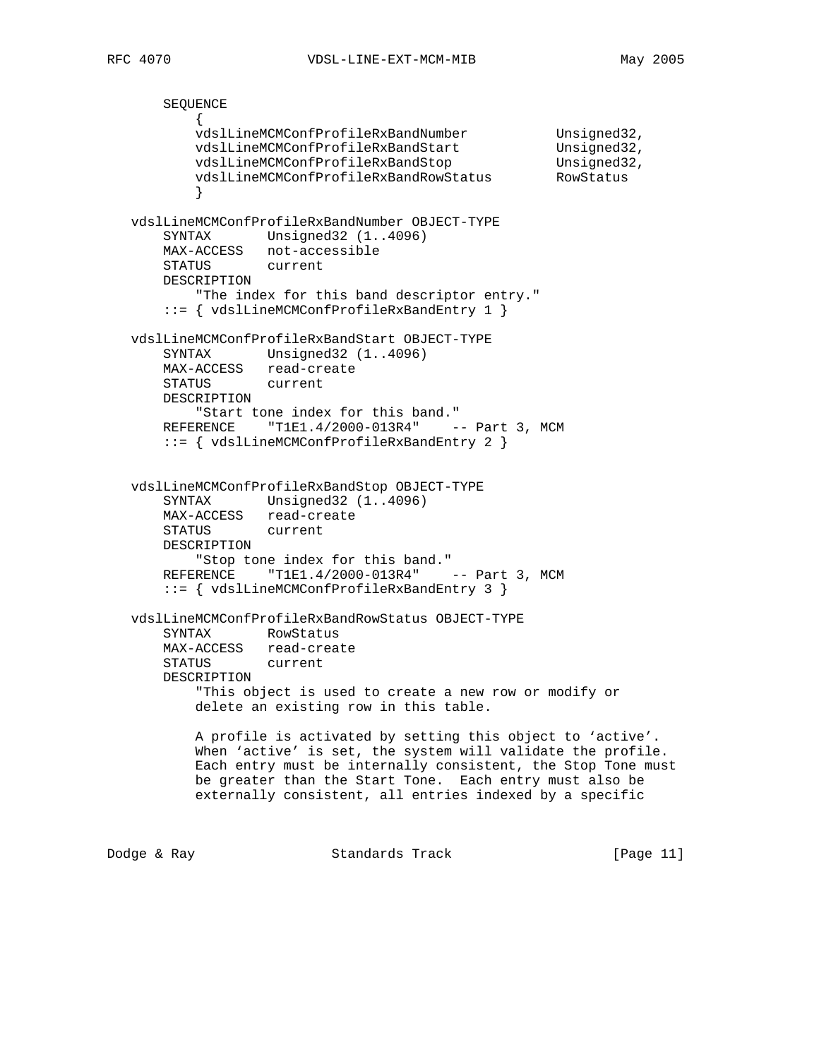```
       SEQUENCE
           {
           vdslLineMCMConfProfileRxBandNumber            Unsigned32,
           vdslLineMCMConfProfileRxBandStart             Unsigned32,
           vdslLineMCMConfProfileRxBandStop              Unsigned32,
           vdslLineMCMConfProfileRxBandRowStatus         RowStatus
           }

   vdslLineMCMConfProfileRxBandNumber OBJECT-TYPE
       SYNTAX       Unsigned32 (1..4096)
       MAX-ACCESS   not-accessible
       STATUS       current
       DESCRIPTION
           "The index for this band descriptor entry."
       ::= { vdslLineMCMConfProfileRxBandEntry 1 }

   vdslLineMCMConfProfileRxBandStart OBJECT-TYPE
       SYNTAX       Unsigned32 (1..4096)
       MAX-ACCESS   read-create
       STATUS       current
       DESCRIPTION
           "Start tone index for this band."
       REFERENCE    "T1E1.4/2000-013R4"    -- Part 3, MCM
       ::= { vdslLineMCMConfProfileRxBandEntry 2 }


   vdslLineMCMConfProfileRxBandStop OBJECT-TYPE
       SYNTAX       Unsigned32 (1..4096)
       MAX-ACCESS   read-create
       STATUS       current
       DESCRIPTION
           "Stop tone index for this band."
       REFERENCE    "T1E1.4/2000-013R4"    -- Part 3, MCM
       ::= { vdslLineMCMConfProfileRxBandEntry 3 }

   vdslLineMCMConfProfileRxBandRowStatus OBJECT-TYPE
       SYNTAX       RowStatus
       MAX-ACCESS   read-create
       STATUS       current
       DESCRIPTION
           "This object is used to create a new row or modify or
           delete an existing row in this table.

           A profile is activated by setting this object to 'active'.
           When 'active' is set, the system will validate the profile.
           Each entry must be internally consistent, the Stop Tone must
           be greater than the Start Tone.  Each entry must also be
           externally consistent, all entries indexed by a specific
```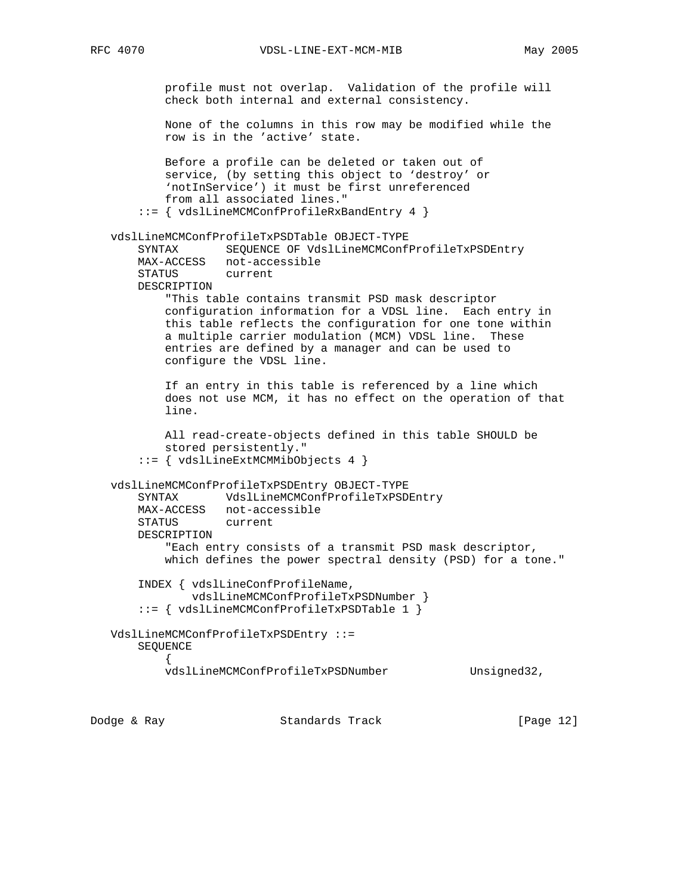```
          profile must not overlap.  Validation of the profile will
          check both internal and external consistency.

          None of the columns in this row may be modified while the
          row is in the 'active' state.

          Before a profile can be deleted or taken out of
          service, (by setting this object to 'destroy' or
          'notInService') it must be first unreferenced
          from all associated lines."
      ::= { vdslLineMCMConfProfileRxBandEntry 4 }

  vdslLineMCMConfProfileTxPSDTable OBJECT-TYPE
      SYNTAX       SEQUENCE OF VdslLineMCMConfProfileTxPSDEntry
      MAX-ACCESS   not-accessible
      STATUS       current
      DESCRIPTION
          "This table contains transmit PSD mask descriptor
          configuration information for a VDSL line.  Each entry in
          this table reflects the configuration for one tone within
          a multiple carrier modulation (MCM) VDSL line.  These
          entries are defined by a manager and can be used to
          configure the VDSL line.

          If an entry in this table is referenced by a line which
          does not use MCM, it has no effect on the operation of that
          line.

          All read-create-objects defined in this table SHOULD be
          stored persistently."
      ::= { vdslLineExtMCMMibObjects 4 }

  vdslLineMCMConfProfileTxPSDEntry OBJECT-TYPE
      SYNTAX       VdslLineMCMConfProfileTxPSDEntry
      MAX-ACCESS   not-accessible
      STATUS       current
      DESCRIPTION
          "Each entry consists of a transmit PSD mask descriptor,
          which defines the power spectral density (PSD) for a tone."

      INDEX { vdslLineConfProfileName,
              vdslLineMCMConfProfileTxPSDNumber }
      ::= { vdslLineMCMConfProfileTxPSDTable 1 }

  VdslLineMCMConfProfileTxPSDEntry ::=
      SEQUENCE
          {
          vdslLineMCMConfProfileTxPSDNumber            Unsigned32,
```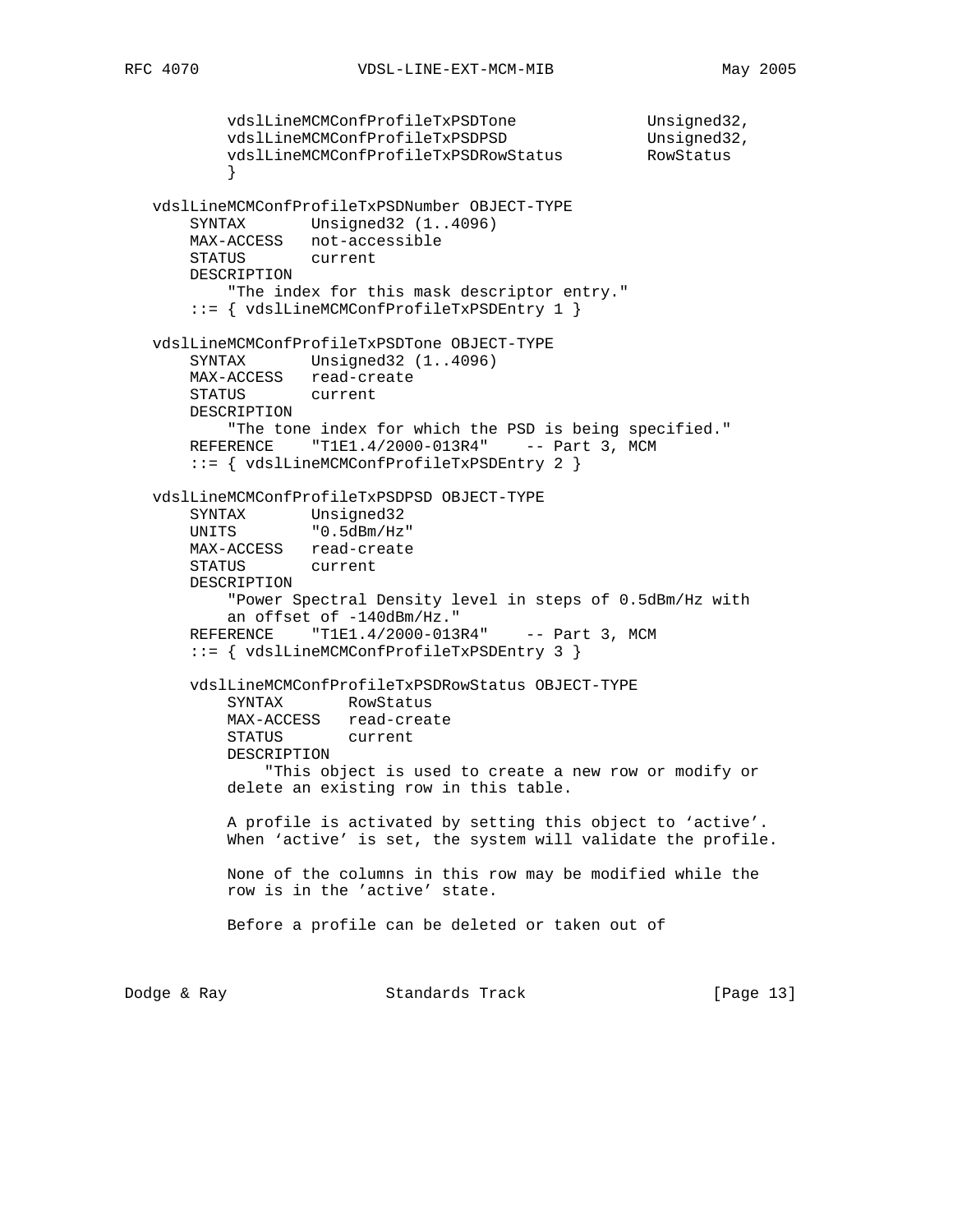```
          vdslLineMCMConfProfileTxPSDTone              Unsigned32,
          vdslLineMCMConfProfileTxPSDPSD               Unsigned32,
          vdslLineMCMConfProfileTxPSDRowStatus         RowStatus
          }

   vdslLineMCMConfProfileTxPSDNumber OBJECT-TYPE
       SYNTAX       Unsigned32 (1..4096)
       MAX-ACCESS   not-accessible
       STATUS       current
       DESCRIPTION
           "The index for this mask descriptor entry."
       ::= { vdslLineMCMConfProfileTxPSDEntry 1 }

   vdslLineMCMConfProfileTxPSDTone OBJECT-TYPE
       SYNTAX       Unsigned32 (1..4096)
       MAX-ACCESS   read-create
       STATUS       current
       DESCRIPTION
           "The tone index for which the PSD is being specified."
       REFERENCE    "T1E1.4/2000-013R4"    -- Part 3, MCM
       ::= { vdslLineMCMConfProfileTxPSDEntry 2 }

   vdslLineMCMConfProfileTxPSDPSD OBJECT-TYPE
       SYNTAX       Unsigned32
       UNITS        "0.5dBm/Hz"
       MAX-ACCESS   read-create
       STATUS       current
       DESCRIPTION
           "Power Spectral Density level in steps of 0.5dBm/Hz with
           an offset of -140dBm/Hz."
       REFERENCE    "T1E1.4/2000-013R4"    -- Part 3, MCM
       ::= { vdslLineMCMConfProfileTxPSDEntry 3 }

       vdslLineMCMConfProfileTxPSDRowStatus OBJECT-TYPE
           SYNTAX       RowStatus
           MAX-ACCESS   read-create
           STATUS       current
           DESCRIPTION
               "This object is used to create a new row or modify or
           delete an existing row in this table.

           A profile is activated by setting this object to 'active'.
           When 'active' is set, the system will validate the profile.

           None of the columns in this row may be modified while the
           row is in the 'active' state.

           Before a profile can be deleted or taken out of
```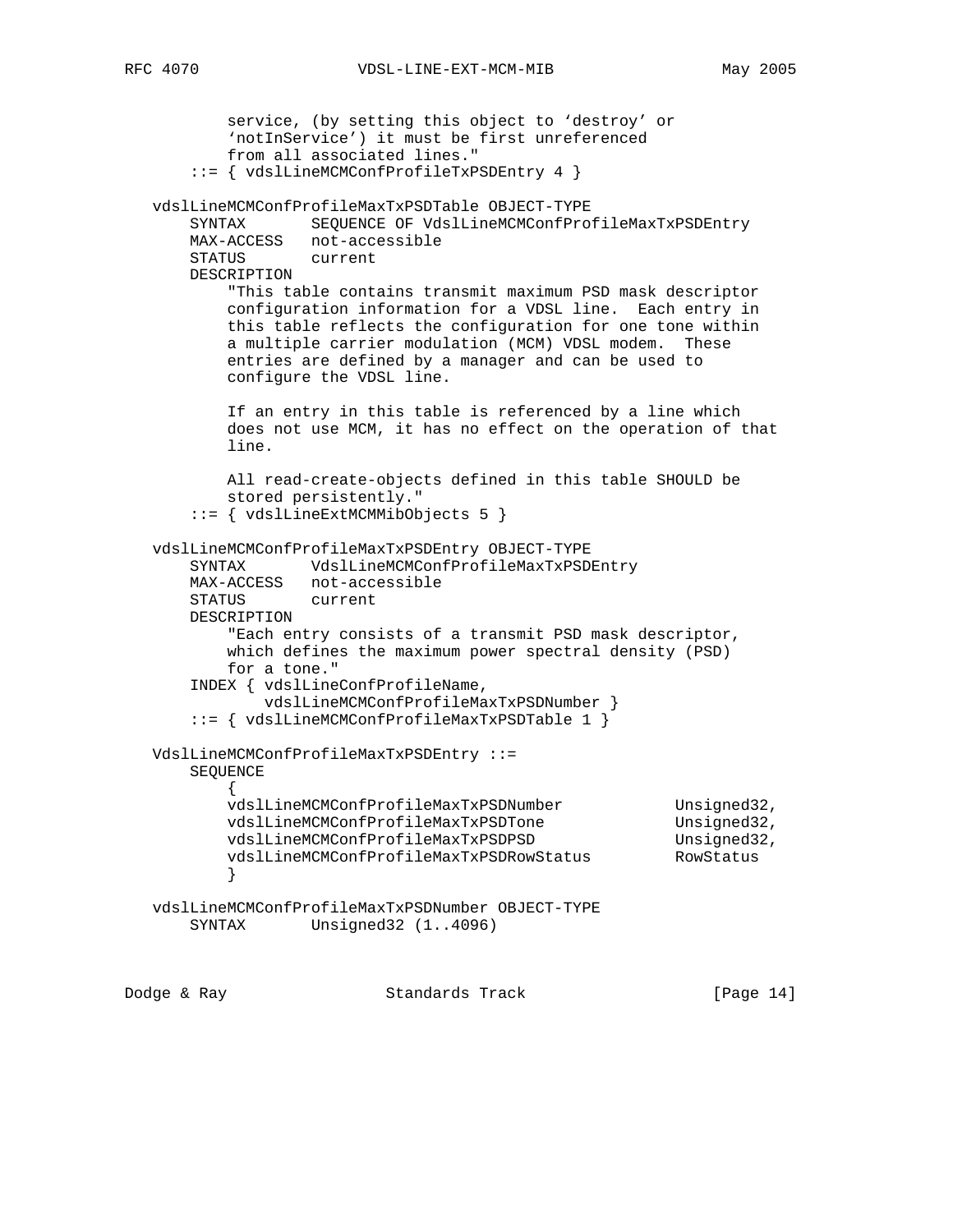```
          service, (by setting this object to 'destroy' or
          'notInService') it must be first unreferenced
          from all associated lines."
      ::= { vdslLineMCMConfProfileTxPSDEntry 4 }

  vdslLineMCMConfProfileMaxTxPSDTable OBJECT-TYPE
      SYNTAX       SEQUENCE OF VdslLineMCMConfProfileMaxTxPSDEntry
      MAX-ACCESS   not-accessible
      STATUS       current
      DESCRIPTION
          "This table contains transmit maximum PSD mask descriptor
          configuration information for a VDSL line.  Each entry in
          this table reflects the configuration for one tone within
          a multiple carrier modulation (MCM) VDSL modem.  These
          entries are defined by a manager and can be used to
          configure the VDSL line.

          If an entry in this table is referenced by a line which
          does not use MCM, it has no effect on the operation of that
          line.

          All read-create-objects defined in this table SHOULD be
          stored persistently."
      ::= { vdslLineExtMCMMibObjects 5 }

  vdslLineMCMConfProfileMaxTxPSDEntry OBJECT-TYPE
      SYNTAX       VdslLineMCMConfProfileMaxTxPSDEntry
      MAX-ACCESS   not-accessible
      STATUS       current
      DESCRIPTION
          "Each entry consists of a transmit PSD mask descriptor,
          which defines the maximum power spectral density (PSD)
          for a tone."
      INDEX { vdslLineConfProfileName,
              vdslLineMCMConfProfileMaxTxPSDNumber }
      ::= { vdslLineMCMConfProfileMaxTxPSDTable 1 }

  VdslLineMCMConfProfileMaxTxPSDEntry ::=
      SEQUENCE
          {
          vdslLineMCMConfProfileMaxTxPSDNumber            Unsigned32,
          vdslLineMCMConfProfileMaxTxPSDTone              Unsigned32,
          vdslLineMCMConfProfileMaxTxPSDPSD               Unsigned32,
          vdslLineMCMConfProfileMaxTxPSDRowStatus         RowStatus
          }

  vdslLineMCMConfProfileMaxTxPSDNumber OBJECT-TYPE
      SYNTAX       Unsigned32 (1..4096)
```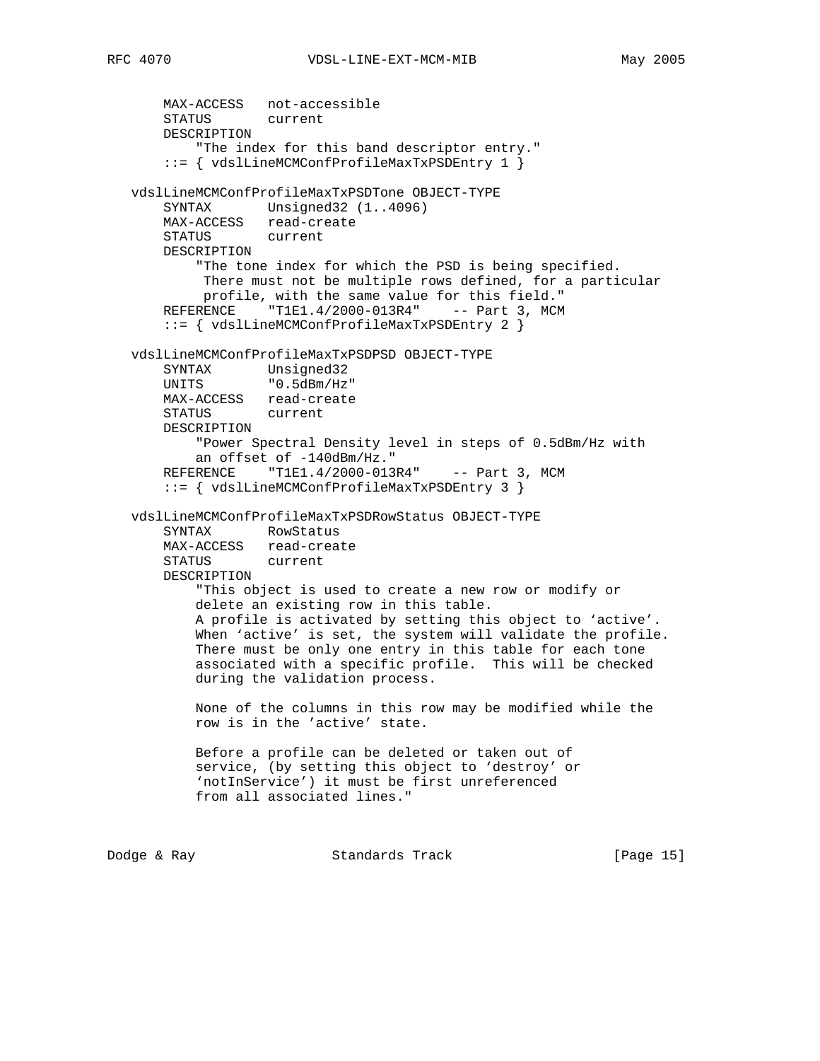```
       MAX-ACCESS   not-accessible
       STATUS       current
       DESCRIPTION
           "The index for this band descriptor entry."
       ::= { vdslLineMCMConfProfileMaxTxPSDEntry 1 }

   vdslLineMCMConfProfileMaxTxPSDTone OBJECT-TYPE
       SYNTAX       Unsigned32 (1..4096)
       MAX-ACCESS   read-create
       STATUS       current
       DESCRIPTION
           "The tone index for which the PSD is being specified.
            There must not be multiple rows defined, for a particular
            profile, with the same value for this field."
       REFERENCE    "T1E1.4/2000-013R4"    -- Part 3, MCM
       ::= { vdslLineMCMConfProfileMaxTxPSDEntry 2 }

   vdslLineMCMConfProfileMaxTxPSDPSD OBJECT-TYPE
       SYNTAX       Unsigned32
       UNITS        "0.5dBm/Hz"
       MAX-ACCESS   read-create
       STATUS       current
       DESCRIPTION
           "Power Spectral Density level in steps of 0.5dBm/Hz with
           an offset of -140dBm/Hz."
       REFERENCE    "T1E1.4/2000-013R4"    -- Part 3, MCM
       ::= { vdslLineMCMConfProfileMaxTxPSDEntry 3 }

   vdslLineMCMConfProfileMaxTxPSDRowStatus OBJECT-TYPE
       SYNTAX       RowStatus
       MAX-ACCESS   read-create
       STATUS       current
       DESCRIPTION
           "This object is used to create a new row or modify or
           delete an existing row in this table.
           A profile is activated by setting this object to 'active'.
           When 'active' is set, the system will validate the profile.
           There must be only one entry in this table for each tone
           associated with a specific profile.  This will be checked
           during the validation process.

           None of the columns in this row may be modified while the
           row is in the 'active' state.

           Before a profile can be deleted or taken out of
           service, (by setting this object to 'destroy' or
           'notInService') it must be first unreferenced
           from all associated lines."
```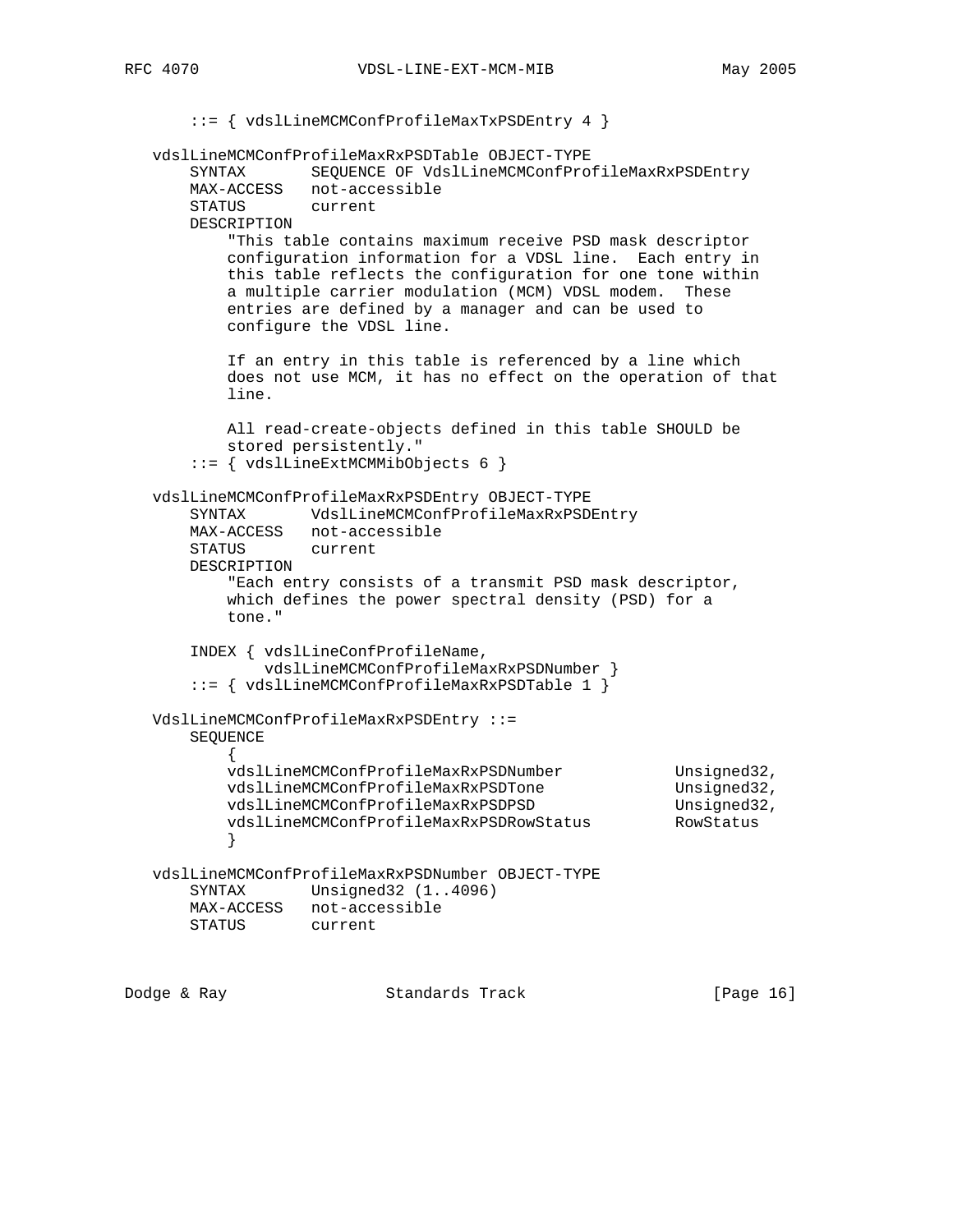```
       ::= { vdslLineMCMConfProfileMaxTxPSDEntry 4 }

   vdslLineMCMConfProfileMaxRxPSDTable OBJECT-TYPE
       SYNTAX       SEQUENCE OF VdslLineMCMConfProfileMaxRxPSDEntry
       MAX-ACCESS   not-accessible
       STATUS       current
       DESCRIPTION
           "This table contains maximum receive PSD mask descriptor
           configuration information for a VDSL line.  Each entry in
           this table reflects the configuration for one tone within
           a multiple carrier modulation (MCM) VDSL modem.  These
           entries are defined by a manager and can be used to
           configure the VDSL line.

           If an entry in this table is referenced by a line which
           does not use MCM, it has no effect on the operation of that
           line.

           All read-create-objects defined in this table SHOULD be
           stored persistently."
       ::= { vdslLineExtMCMMibObjects 6 }

   vdslLineMCMConfProfileMaxRxPSDEntry OBJECT-TYPE
       SYNTAX       VdslLineMCMConfProfileMaxRxPSDEntry
       MAX-ACCESS   not-accessible
       STATUS       current
       DESCRIPTION
           "Each entry consists of a transmit PSD mask descriptor,
           which defines the power spectral density (PSD) for a
           tone."

       INDEX { vdslLineConfProfileName,
               vdslLineMCMConfProfileMaxRxPSDNumber }
       ::= { vdslLineMCMConfProfileMaxRxPSDTable 1 }

   VdslLineMCMConfProfileMaxRxPSDEntry ::=
       SEQUENCE
           {
           vdslLineMCMConfProfileMaxRxPSDNumber            Unsigned32,
           vdslLineMCMConfProfileMaxRxPSDTone              Unsigned32,
           vdslLineMCMConfProfileMaxRxPSDPSD               Unsigned32,
           vdslLineMCMConfProfileMaxRxPSDRowStatus         RowStatus
           }

   vdslLineMCMConfProfileMaxRxPSDNumber OBJECT-TYPE
       SYNTAX       Unsigned32 (1..4096)
       MAX-ACCESS   not-accessible
       STATUS       current
```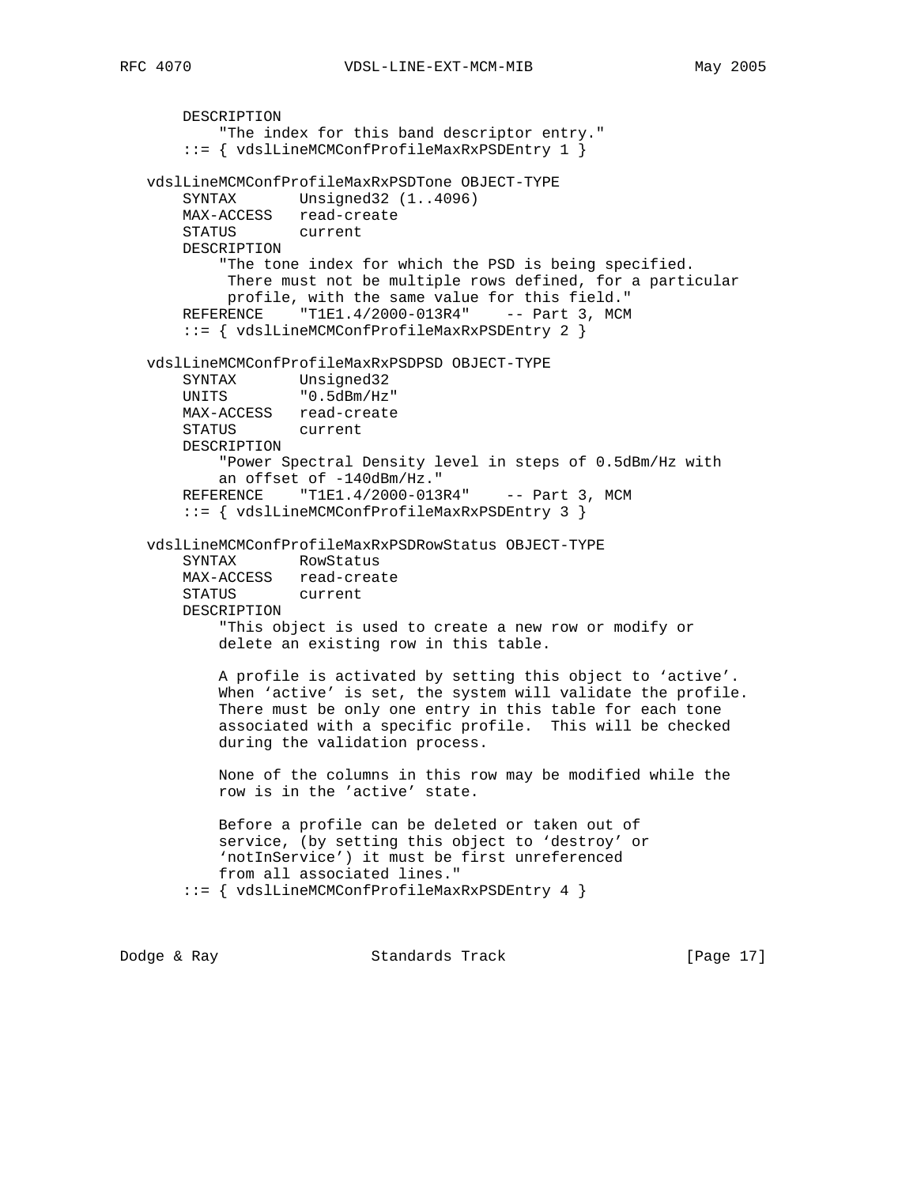```
       DESCRIPTION
           "The index for this band descriptor entry."
       ::= { vdslLineMCMConfProfileMaxRxPSDEntry 1 }

   vdslLineMCMConfProfileMaxRxPSDTone OBJECT-TYPE
       SYNTAX       Unsigned32 (1..4096)
       MAX-ACCESS   read-create
       STATUS       current
       DESCRIPTION
           "The tone index for which the PSD is being specified.
            There must not be multiple rows defined, for a particular
            profile, with the same value for this field."
       REFERENCE    "T1E1.4/2000-013R4"    -- Part 3, MCM
       ::= { vdslLineMCMConfProfileMaxRxPSDEntry 2 }

   vdslLineMCMConfProfileMaxRxPSDPSD OBJECT-TYPE
       SYNTAX       Unsigned32
       UNITS        "0.5dBm/Hz"
       MAX-ACCESS   read-create
       STATUS       current
       DESCRIPTION
           "Power Spectral Density level in steps of 0.5dBm/Hz with
           an offset of -140dBm/Hz."
       REFERENCE    "T1E1.4/2000-013R4"    -- Part 3, MCM
       ::= { vdslLineMCMConfProfileMaxRxPSDEntry 3 }

   vdslLineMCMConfProfileMaxRxPSDRowStatus OBJECT-TYPE
       SYNTAX       RowStatus
       MAX-ACCESS   read-create
       STATUS       current
       DESCRIPTION
           "This object is used to create a new row or modify or
           delete an existing row in this table.

           A profile is activated by setting this object to 'active'.
           When 'active' is set, the system will validate the profile.
           There must be only one entry in this table for each tone
           associated with a specific profile.  This will be checked
           during the validation process.

           None of the columns in this row may be modified while the
           row is in the 'active' state.

           Before a profile can be deleted or taken out of
           service, (by setting this object to 'destroy' or
           'notInService') it must be first unreferenced
           from all associated lines."
       ::= { vdslLineMCMConfProfileMaxRxPSDEntry 4 }
```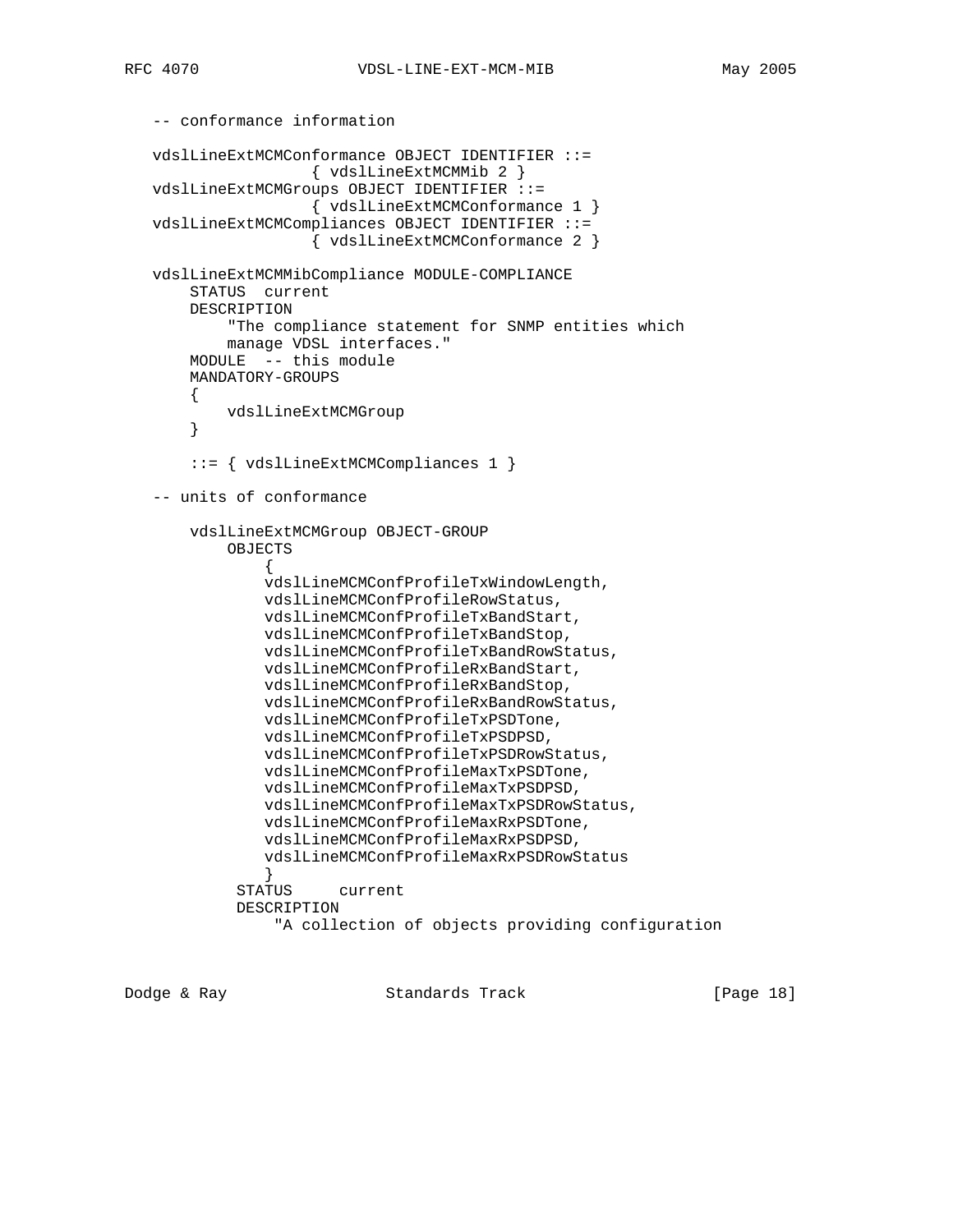```
   -- conformance information

   vdslLineExtMCMConformance OBJECT IDENTIFIER ::=
                    { vdslLineExtMCMMib 2 }
   vdslLineExtMCMGroups OBJECT IDENTIFIER ::=
                    { vdslLineExtMCMConformance 1 }
   vdslLineExtMCMCompliances OBJECT IDENTIFIER ::=
                    { vdslLineExtMCMConformance 2 }

   vdslLineExtMCMMibCompliance MODULE-COMPLIANCE
       STATUS  current
       DESCRIPTION
           "The compliance statement for SNMP entities which
           manage VDSL interfaces."
       MODULE  -- this module
       MANDATORY-GROUPS
       {
           vdslLineExtMCMGroup
       }

       ::= { vdslLineExtMCMCompliances 1 }

   -- units of conformance

       vdslLineExtMCMGroup OBJECT-GROUP
           OBJECTS
               {
               vdslLineMCMConfProfileTxWindowLength,
               vdslLineMCMConfProfileRowStatus,
               vdslLineMCMConfProfileTxBandStart,
               vdslLineMCMConfProfileTxBandStop,
               vdslLineMCMConfProfileTxBandRowStatus,
               vdslLineMCMConfProfileRxBandStart,
               vdslLineMCMConfProfileRxBandStop,
               vdslLineMCMConfProfileRxBandRowStatus,
               vdslLineMCMConfProfileTxPSDTone,
               vdslLineMCMConfProfileTxPSDPSD,
               vdslLineMCMConfProfileTxPSDRowStatus,
               vdslLineMCMConfProfileMaxTxPSDTone,
               vdslLineMCMConfProfileMaxTxPSDPSD,
               vdslLineMCMConfProfileMaxTxPSDRowStatus,
               vdslLineMCMConfProfileMaxRxPSDTone,
               vdslLineMCMConfProfileMaxRxPSDPSD,
               vdslLineMCMConfProfileMaxRxPSDRowStatus
               }
            STATUS     current
            DESCRIPTION
                "A collection of objects providing configuration
```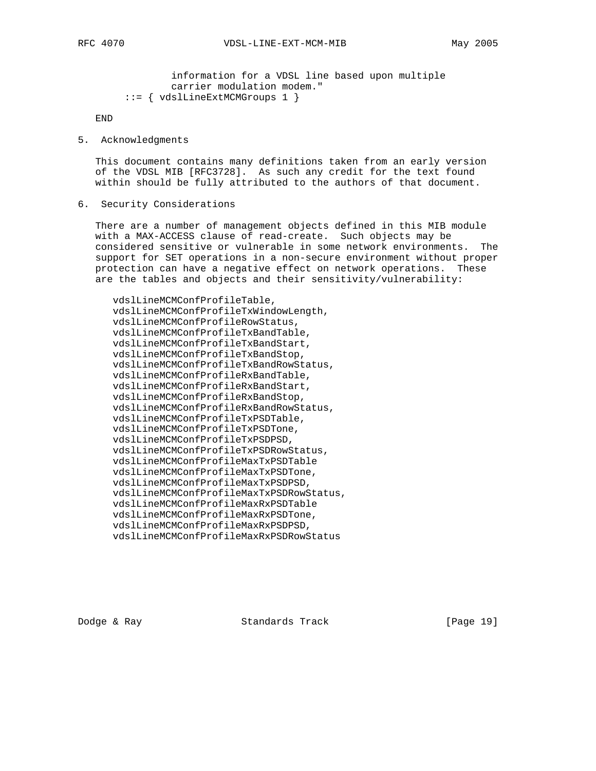```
            information for a VDSL line based upon multiple
            carrier modulation modem."
    ::= { vdslLineExtMCMGroups 1 }

END
```

## 5. Acknowledgments

This document contains many definitions taken from an early version of the VDSL MIB [RFC3728]. As such any credit for the text found within should be fully attributed to the authors of that document.

## 6. Security Considerations

There are a number of management objects defined in this MIB module with a MAX-ACCESS clause of read-create. Such objects may be considered sensitive or vulnerable in some network environments. The support for SET operations in a non-secure environment without proper protection can have a negative effect on network operations. These are the tables and objects and their sensitivity/vulnerability:

```
vdslLineMCMConfProfileTable,
vdslLineMCMConfProfileTxWindowLength,
vdslLineMCMConfProfileRowStatus,
vdslLineMCMConfProfileTxBandTable,
vdslLineMCMConfProfileTxBandStart,
vdslLineMCMConfProfileTxBandStop,
vdslLineMCMConfProfileTxBandRowStatus,
vdslLineMCMConfProfileRxBandTable,
vdslLineMCMConfProfileRxBandStart,
vdslLineMCMConfProfileRxBandStop,
vdslLineMCMConfProfileRxBandRowStatus,
vdslLineMCMConfProfileTxPSDTable,
vdslLineMCMConfProfileTxPSDTone,
vdslLineMCMConfProfileTxPSDPSD,
vdslLineMCMConfProfileTxPSDRowStatus,
vdslLineMCMConfProfileMaxTxPSDTable
vdslLineMCMConfProfileMaxTxPSDTone,
vdslLineMCMConfProfileMaxTxPSDPSD,
vdslLineMCMConfProfileMaxTxPSDRowStatus,
vdslLineMCMConfProfileMaxRxPSDTable
vdslLineMCMConfProfileMaxRxPSDTone,
vdslLineMCMConfProfileMaxRxPSDPSD,
vdslLineMCMConfProfileMaxRxPSDRowStatus
```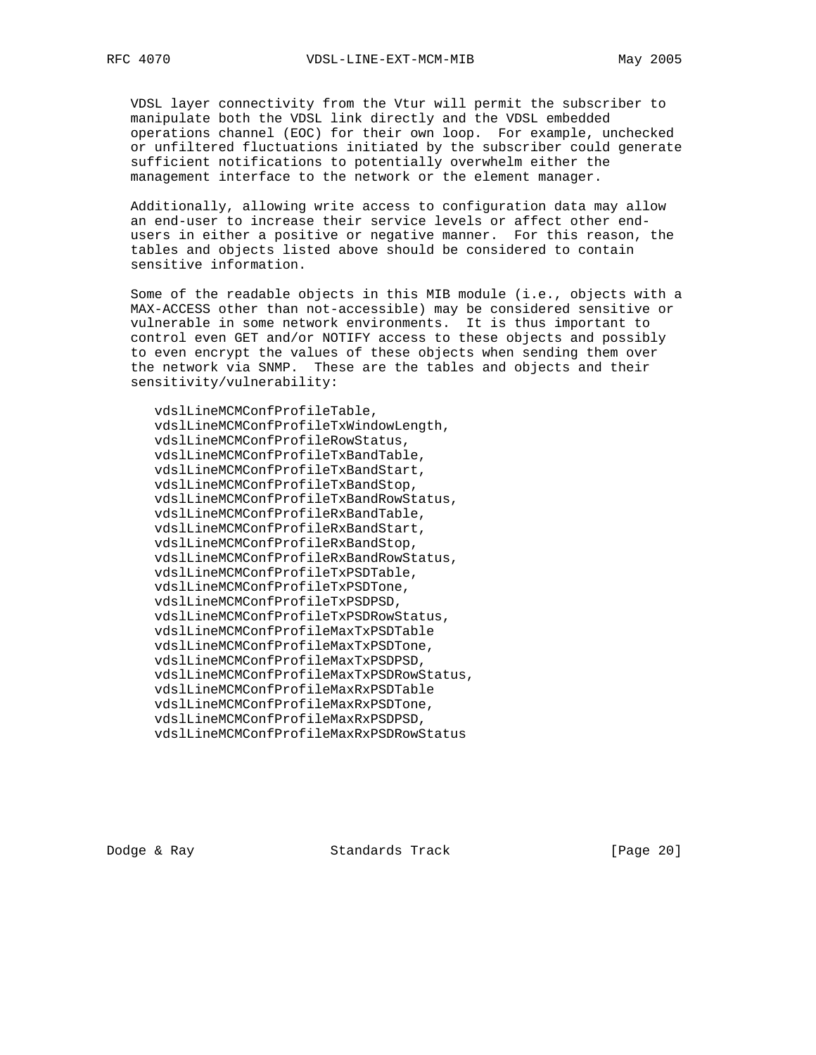VDSL layer connectivity from the Vtur will permit the subscriber to manipulate both the VDSL link directly and the VDSL embedded operations channel (EOC) for their own loop. For example, unchecked or unfiltered fluctuations initiated by the subscriber could generate sufficient notifications to potentially overwhelm either the management interface to the network or the element manager.

Additionally, allowing write access to configuration data may allow an end-user to increase their service levels or affect other end-users in either a positive or negative manner. For this reason, the tables and objects listed above should be considered to contain sensitive information.

Some of the readable objects in this MIB module (i.e., objects with a MAX-ACCESS other than not-accessible) may be considered sensitive or vulnerable in some network environments. It is thus important to control even GET and/or NOTIFY access to these objects and possibly to even encrypt the values of these objects when sending them over the network via SNMP. These are the tables and objects and their sensitivity/vulnerability:

```
vdslLineMCMConfProfileTable,
vdslLineMCMConfProfileTxWindowLength,
vdslLineMCMConfProfileRowStatus,
vdslLineMCMConfProfileTxBandTable,
vdslLineMCMConfProfileTxBandStart,
vdslLineMCMConfProfileTxBandStop,
vdslLineMCMConfProfileTxBandRowStatus,
vdslLineMCMConfProfileRxBandTable,
vdslLineMCMConfProfileRxBandStart,
vdslLineMCMConfProfileRxBandStop,
vdslLineMCMConfProfileRxBandRowStatus,
vdslLineMCMConfProfileTxPSDTable,
vdslLineMCMConfProfileTxPSDTone,
vdslLineMCMConfProfileTxPSDPSD,
vdslLineMCMConfProfileTxPSDRowStatus,
vdslLineMCMConfProfileMaxTxPSDTable
vdslLineMCMConfProfileMaxTxPSDTone,
vdslLineMCMConfProfileMaxTxPSDPSD,
vdslLineMCMConfProfileMaxTxPSDRowStatus,
vdslLineMCMConfProfileMaxRxPSDTable
vdslLineMCMConfProfileMaxRxPSDTone,
vdslLineMCMConfProfileMaxRxPSDPSD,
vdslLineMCMConfProfileMaxRxPSDRowStatus
```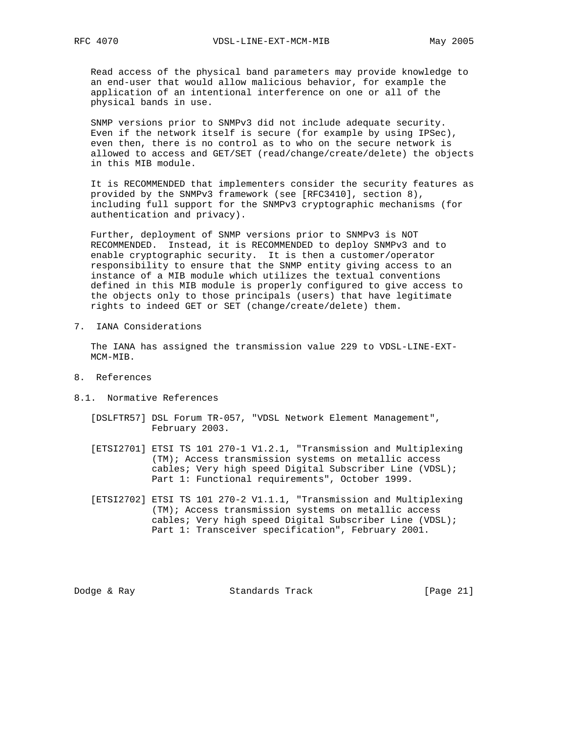Read access of the physical band parameters may provide knowledge to an end-user that would allow malicious behavior, for example the application of an intentional interference on one or all of the physical bands in use.

SNMP versions prior to SNMPv3 did not include adequate security. Even if the network itself is secure (for example by using IPSec), even then, there is no control as to who on the secure network is allowed to access and GET/SET (read/change/create/delete) the objects in this MIB module.

It is RECOMMENDED that implementers consider the security features as provided by the SNMPv3 framework (see [RFC3410], section 8), including full support for the SNMPv3 cryptographic mechanisms (for authentication and privacy).

Further, deployment of SNMP versions prior to SNMPv3 is NOT RECOMMENDED. Instead, it is RECOMMENDED to deploy SNMPv3 and to enable cryptographic security. It is then a customer/operator responsibility to ensure that the SNMP entity giving access to an instance of a MIB module which utilizes the textual conventions defined in this MIB module is properly configured to give access to the objects only to those principals (users) that have legitimate rights to indeed GET or SET (change/create/delete) them.

## 7. IANA Considerations

The IANA has assigned the transmission value 229 to VDSL-LINE-EXT-MCM-MIB.

## 8. References

### 8.1. Normative References

[DSLFTR57] DSL Forum TR-057, "VDSL Network Element Management", February 2003.

[ETSI2701] ETSI TS 101 270-1 V1.2.1, "Transmission and Multiplexing (TM); Access transmission systems on metallic access cables; Very high speed Digital Subscriber Line (VDSL); Part 1: Functional requirements", October 1999.

[ETSI2702] ETSI TS 101 270-2 V1.1.1, "Transmission and Multiplexing (TM); Access transmission systems on metallic access cables; Very high speed Digital Subscriber Line (VDSL); Part 1: Transceiver specification", February 2001.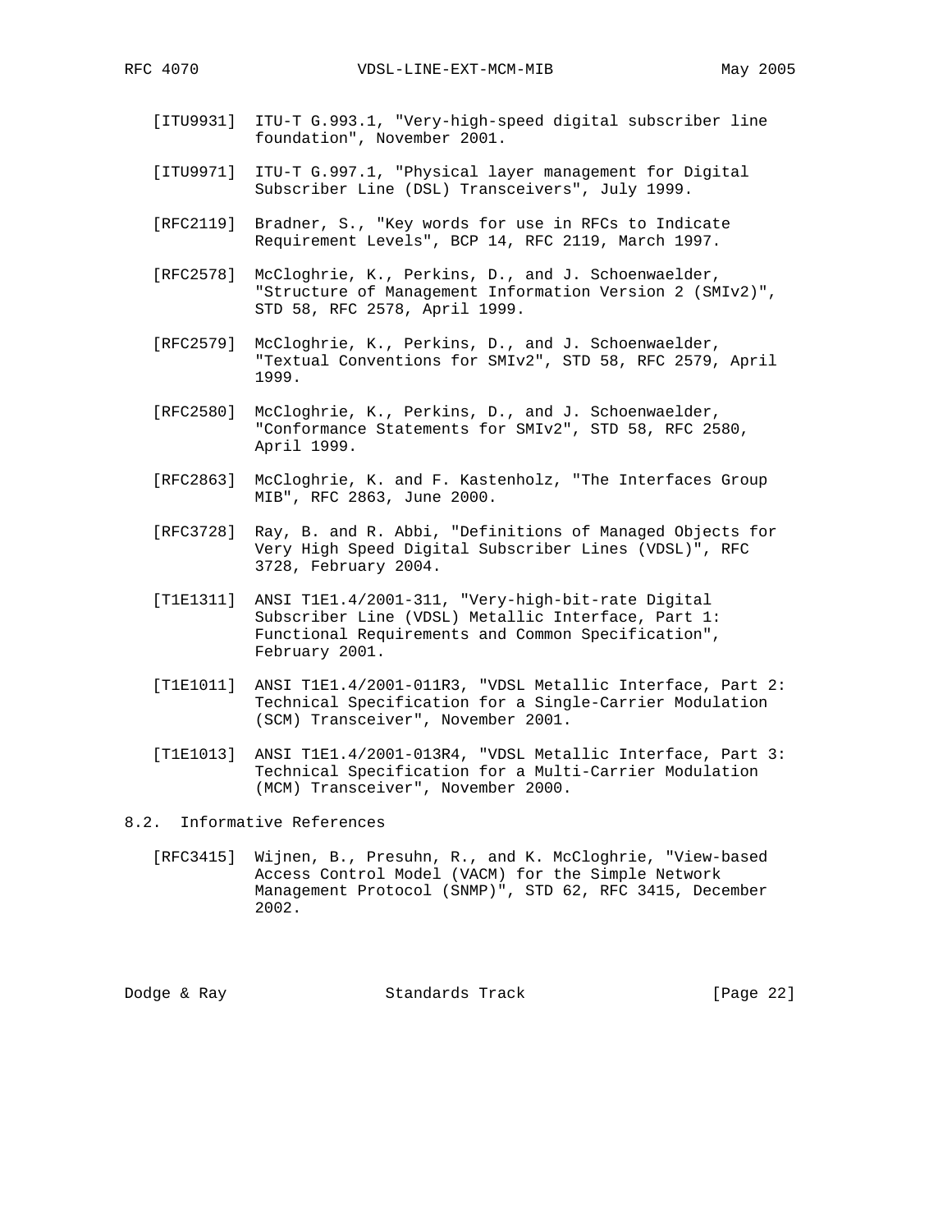[ITU9931] ITU-T G.993.1, "Very-high-speed digital subscriber line foundation", November 2001.

[ITU9971] ITU-T G.997.1, "Physical layer management for Digital Subscriber Line (DSL) Transceivers", July 1999.

[RFC2119] Bradner, S., "Key words for use in RFCs to Indicate Requirement Levels", BCP 14, RFC 2119, March 1997.

[RFC2578] McCloghrie, K., Perkins, D., and J. Schoenwaelder, "Structure of Management Information Version 2 (SMIv2)", STD 58, RFC 2578, April 1999.

[RFC2579] McCloghrie, K., Perkins, D., and J. Schoenwaelder, "Textual Conventions for SMIv2", STD 58, RFC 2579, April 1999.

[RFC2580] McCloghrie, K., Perkins, D., and J. Schoenwaelder, "Conformance Statements for SMIv2", STD 58, RFC 2580, April 1999.

[RFC2863] McCloghrie, K. and F. Kastenholz, "The Interfaces Group MIB", RFC 2863, June 2000.

[RFC3728] Ray, B. and R. Abbi, "Definitions of Managed Objects for Very High Speed Digital Subscriber Lines (VDSL)", RFC 3728, February 2004.

[T1E1311] ANSI T1E1.4/2001-311, "Very-high-bit-rate Digital Subscriber Line (VDSL) Metallic Interface, Part 1: Functional Requirements and Common Specification", February 2001.

[T1E1011] ANSI T1E1.4/2001-011R3, "VDSL Metallic Interface, Part 2: Technical Specification for a Single-Carrier Modulation (SCM) Transceiver", November 2001.

[T1E1013] ANSI T1E1.4/2001-013R4, "VDSL Metallic Interface, Part 3: Technical Specification for a Multi-Carrier Modulation (MCM) Transceiver", November 2000.

## 8.2. Informative References

[RFC3415] Wijnen, B., Presuhn, R., and K. McCloghrie, "View-based Access Control Model (VACM) for the Simple Network Management Protocol (SNMP)", STD 62, RFC 3415, December 2002.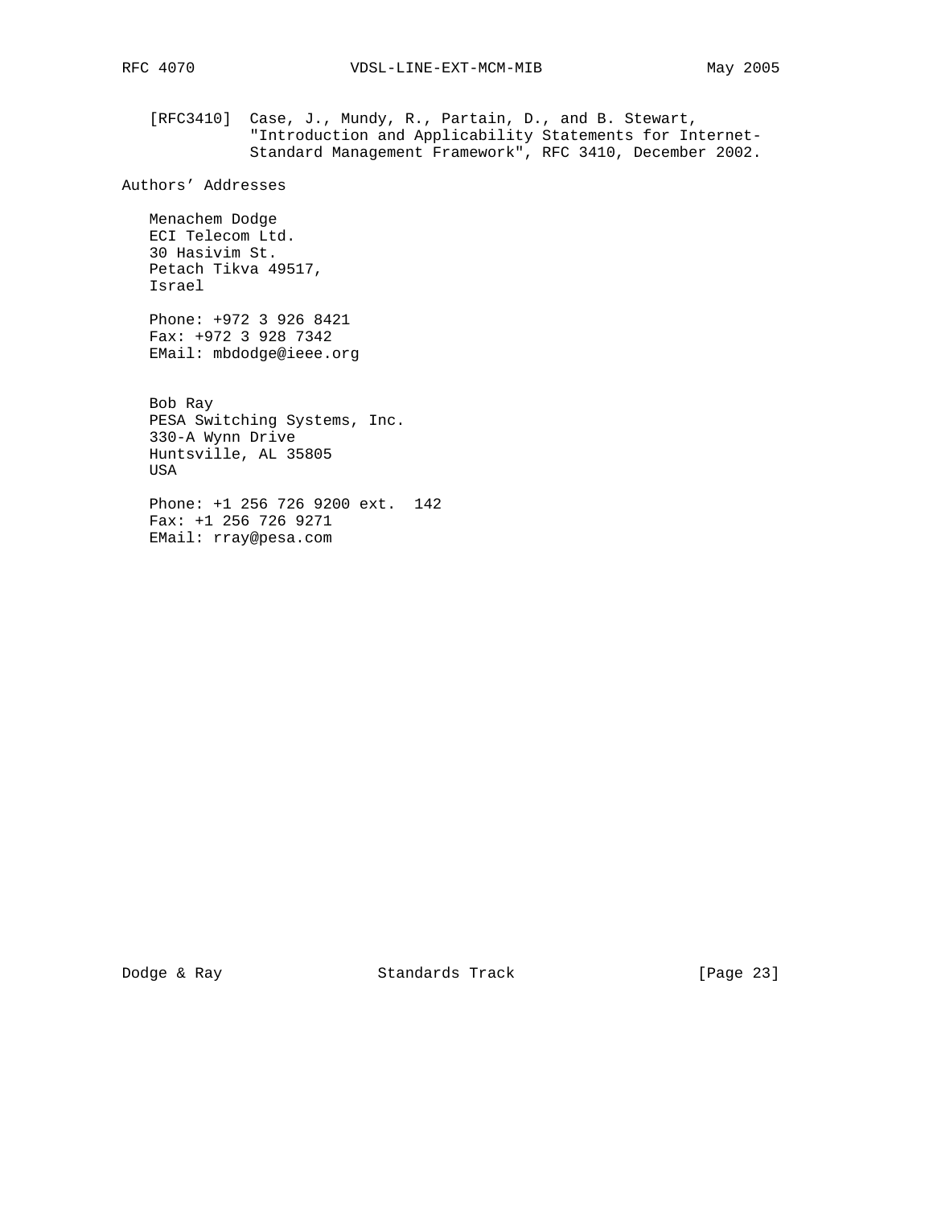[RFC3410] Case, J., Mundy, R., Partain, D., and B. Stewart, "Introduction and Applicability Statements for Internet-Standard Management Framework", RFC 3410, December 2002.

## Authors' Addresses

Menachem Dodge
ECI Telecom Ltd.
30 Hasivim St.
Petach Tikva 49517,
Israel

Phone: +972 3 926 8421
Fax: +972 3 928 7342
EMail: mbdodge@ieee.org

Bob Ray
PESA Switching Systems, Inc.
330-A Wynn Drive
Huntsville, AL 35805
USA

Phone: +1 256 726 9200 ext. 142
Fax: +1 256 726 9271
EMail: rray@pesa.com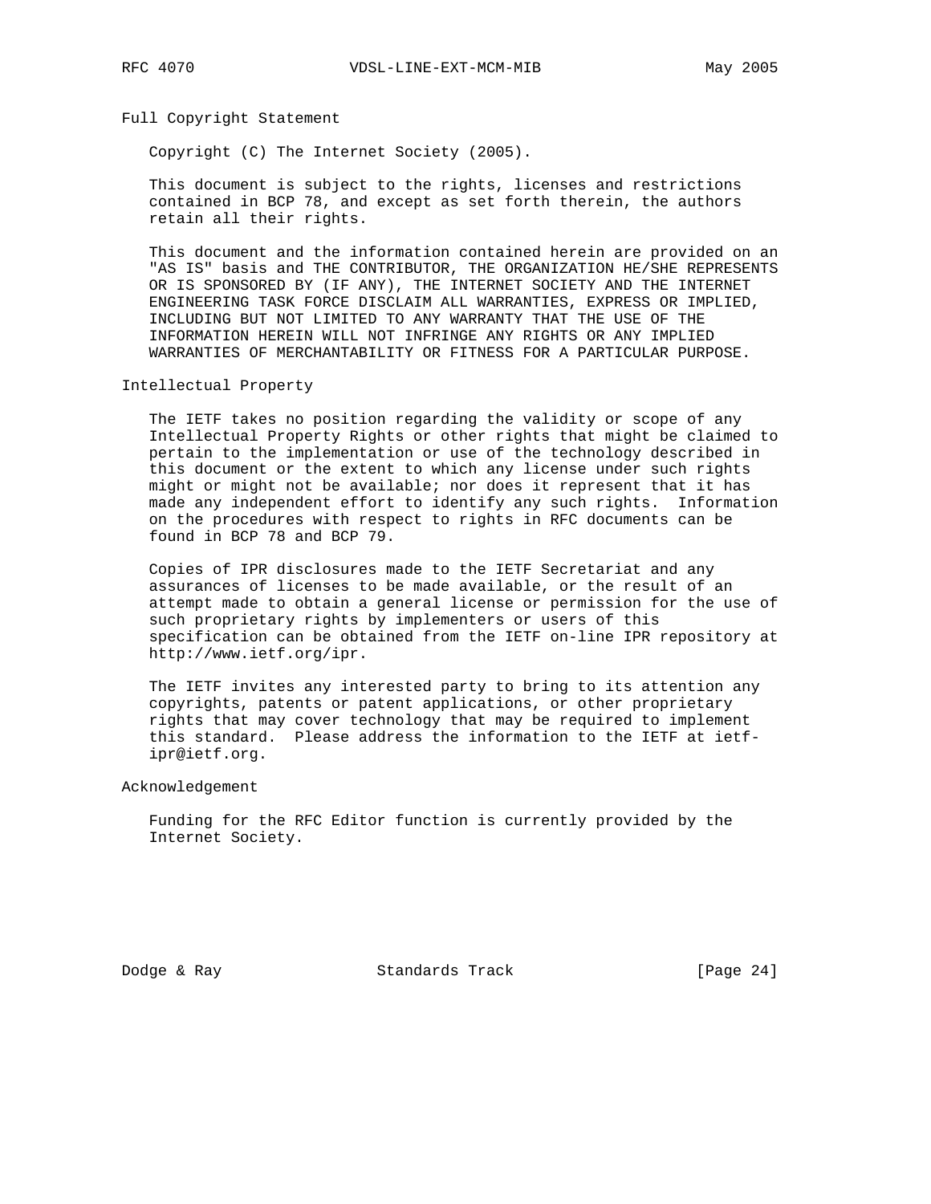## Full Copyright Statement

Copyright (C) The Internet Society (2005).

This document is subject to the rights, licenses and restrictions contained in BCP 78, and except as set forth therein, the authors retain all their rights.

This document and the information contained herein are provided on an "AS IS" basis and THE CONTRIBUTOR, THE ORGANIZATION HE/SHE REPRESENTS OR IS SPONSORED BY (IF ANY), THE INTERNET SOCIETY AND THE INTERNET ENGINEERING TASK FORCE DISCLAIM ALL WARRANTIES, EXPRESS OR IMPLIED, INCLUDING BUT NOT LIMITED TO ANY WARRANTY THAT THE USE OF THE INFORMATION HEREIN WILL NOT INFRINGE ANY RIGHTS OR ANY IMPLIED WARRANTIES OF MERCHANTABILITY OR FITNESS FOR A PARTICULAR PURPOSE.

## Intellectual Property

The IETF takes no position regarding the validity or scope of any Intellectual Property Rights or other rights that might be claimed to pertain to the implementation or use of the technology described in this document or the extent to which any license under such rights might or might not be available; nor does it represent that it has made any independent effort to identify any such rights. Information on the procedures with respect to rights in RFC documents can be found in BCP 78 and BCP 79.

Copies of IPR disclosures made to the IETF Secretariat and any assurances of licenses to be made available, or the result of an attempt made to obtain a general license or permission for the use of such proprietary rights by implementers or users of this specification can be obtained from the IETF on-line IPR repository at http://www.ietf.org/ipr.

The IETF invites any interested party to bring to its attention any copyrights, patents or patent applications, or other proprietary rights that may cover technology that may be required to implement this standard. Please address the information to the IETF at ietf-ipr@ietf.org.

## Acknowledgement

Funding for the RFC Editor function is currently provided by the Internet Society.